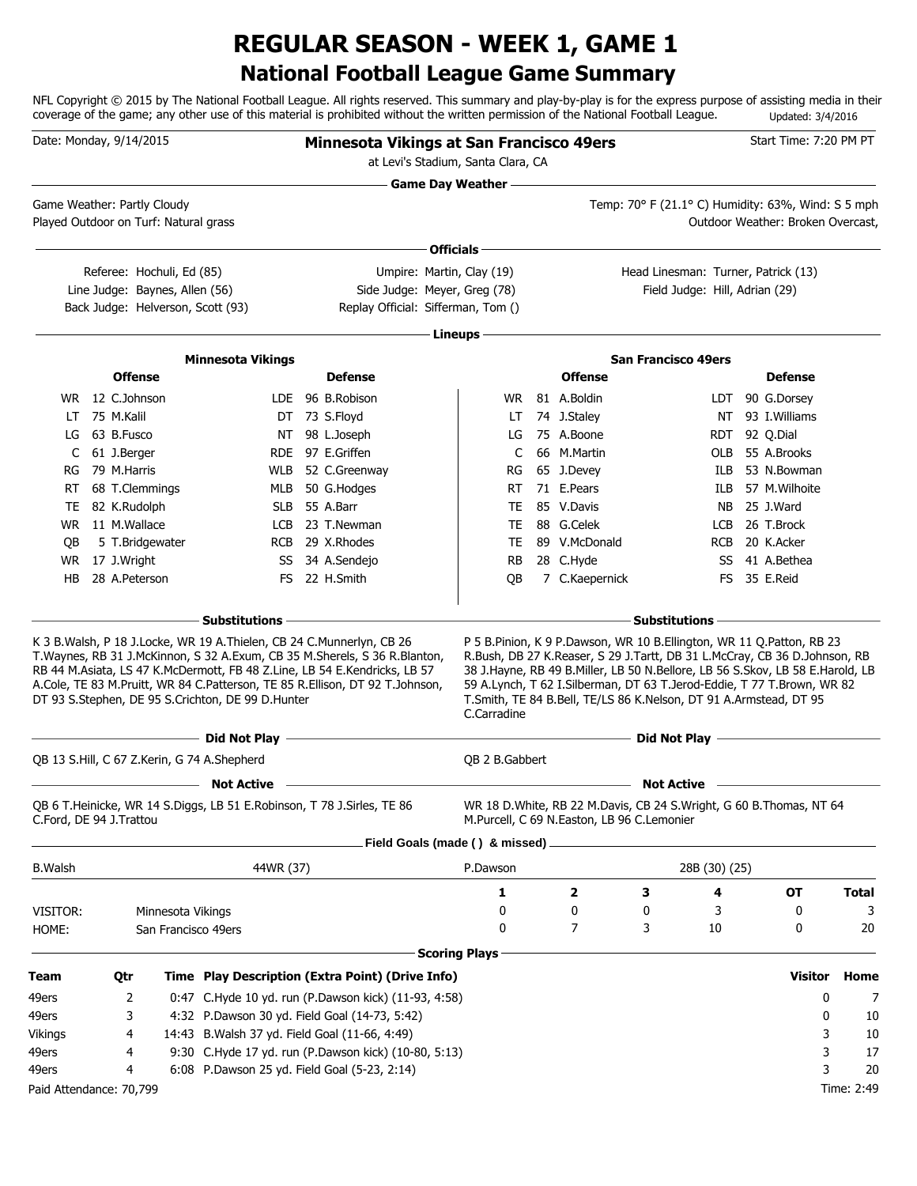# REGULAR SEASON - WEEK 1, GAME 1

## National Football League Game Summary

NFL Copyright © 2015 by The National Football League. All rights reserved. This summary and play-by-play is for the express purpose of assisting media in their coverage of the game; any other use of this material is prohibited without the written permission of the National Football League. Updated: 3/4/2016

Date: Monday, 9/14/2015

**Minnesota Vikings at San Francisco 49ers**

at Levi's Stadium, Santa Clara, CA

Start Time: 7:20 PM PT

### Game Day Weather

Game Weather: Partly Cloudy
Temp: 70° F (21.1° C) Humidity: 63%, Wind: S 5 mph
Played Outdoor on Turf: Natural grass
Outdoor Weather: Broken Overcast,

### Officials

Referee: Hochuli, Ed (85) | Umpire: Martin, Clay (19) | Head Linesman: Turner, Patrick (13)
Line Judge: Baynes, Allen (56) | Side Judge: Meyer, Greg (78) | Field Judge: Hill, Adrian (29)
Back Judge: Helverson, Scott (93) | Replay Official: Sifferman, Tom ()

### Lineups

**Minnesota Vikings**

| Offense | | Defense | |
|---|---|---|---|
| WR | 12 C.Johnson | LDE | 96 B.Robison |
| LT | 75 M.Kalil | DT | 73 S.Floyd |
| LG | 63 B.Fusco | NT | 98 L.Joseph |
| C | 61 J.Berger | RDE | 97 E.Griffen |
| RG | 79 M.Harris | WLB | 52 C.Greenway |
| RT | 68 T.Clemmings | MLB | 50 G.Hodges |
| TE | 82 K.Rudolph | SLB | 55 A.Barr |
| WR | 11 M.Wallace | LCB | 23 T.Newman |
| QB | 5 T.Bridgewater | RCB | 29 X.Rhodes |
| WR | 17 J.Wright | SS | 34 A.Sendejo |
| HB | 28 A.Peterson | FS | 22 H.Smith |

**San Francisco 49ers**

| Offense | | Defense | |
|---|---|---|---|
| WR | 81 A.Boldin | LDT | 90 G.Dorsey |
| LT | 74 J.Staley | NT | 93 I.Williams |
| LG | 75 A.Boone | RDT | 92 Q.Dial |
| C | 66 M.Martin | OLB | 55 A.Brooks |
| RG | 65 J.Devey | ILB | 53 N.Bowman |
| RT | 71 E.Pears | ILB | 57 M.Wilhoite |
| TE | 85 V.Davis | NB | 25 J.Ward |
| TE | 88 G.Celek | LCB | 26 T.Brock |
| TE | 89 V.McDonald | RCB | 20 K.Acker |
| RB | 28 C.Hyde | SS | 41 A.Bethea |
| QB | 7 C.Kaepernick | FS | 35 E.Reid |

### Substitutions

**Minnesota Vikings:** K 3 B.Walsh, P 18 J.Locke, WR 19 A.Thielen, CB 24 C.Munnerlyn, CB 26 T.Waynes, RB 31 J.McKinnon, S 32 A.Exum, CB 35 M.Sherels, S 36 R.Blanton, RB 44 M.Asiata, LS 47 K.McDermott, FB 48 Z.Line, LB 54 E.Kendricks, LB 57 A.Cole, TE 83 M.Pruitt, WR 84 C.Patterson, TE 85 R.Ellison, DT 92 T.Johnson, DT 93 S.Stephen, DE 95 S.Crichton, DE 99 D.Hunter

**San Francisco 49ers:** P 5 B.Pinion, K 9 P.Dawson, WR 10 B.Ellington, WR 11 Q.Patton, RB 23 R.Bush, DB 27 K.Reaser, S 29 J.Tartt, DB 31 L.McCray, CB 36 D.Johnson, RB 38 J.Hayne, RB 49 B.Miller, LB 50 N.Bellore, LB 56 S.Skov, LB 58 E.Harold, LB 59 A.Lynch, T 62 I.Silberman, DT 63 T.Jerod-Eddie, T 77 T.Brown, WR 82 T.Smith, TE 84 B.Bell, TE/LS 86 K.Nelson, DT 91 A.Armstead, DT 95 C.Carradine

### Did Not Play

**Minnesota Vikings:** QB 13 S.Hill, C 67 Z.Kerin, G 74 A.Shepherd

**San Francisco 49ers:** QB 2 B.Gabbert

### Not Active

**Minnesota Vikings:** QB 6 T.Heinicke, WR 14 S.Diggs, LB 51 E.Robinson, T 78 J.Sirles, TE 86 C.Ford, DE 94 J.Trattou

**San Francisco 49ers:** WR 18 D.White, RB 22 M.Davis, CB 24 S.Wright, G 60 B.Thomas, NT 64 M.Purcell, C 69 N.Easton, LB 96 C.Lemonier

### Field Goals (made () & missed)

B.Walsh: 44WR (37)

P.Dawson: 28B (30) (25)

| | | 1 | 2 | 3 | 4 | OT | Total |
|---|---|---|---|---|---|---|---|
| VISITOR: | Minnesota Vikings | 0 | 0 | 0 | 3 | 0 | 3 |
| HOME: | San Francisco 49ers | 0 | 7 | 3 | 10 | 0 | 20 |

### Scoring Plays

| Team | Qtr | Time | Play Description (Extra Point) (Drive Info) | Visitor | Home |
|---|---|---|---|---|---|
| 49ers | 2 | 0:47 | C.Hyde 10 yd. run (P.Dawson kick) (11-93, 4:58) | 0 | 7 |
| 49ers | 3 | 4:32 | P.Dawson 30 yd. Field Goal (14-73, 5:42) | 0 | 10 |
| Vikings | 4 | 14:43 | B.Walsh 37 yd. Field Goal (11-66, 4:49) | 3 | 10 |
| 49ers | 4 | 9:30 | C.Hyde 17 yd. run (P.Dawson kick) (10-80, 5:13) | 3 | 17 |
| 49ers | 4 | 6:08 | P.Dawson 25 yd. Field Goal (5-23, 2:14) | 3 | 20 |

Paid Attendance: 70,799

Time: 2:49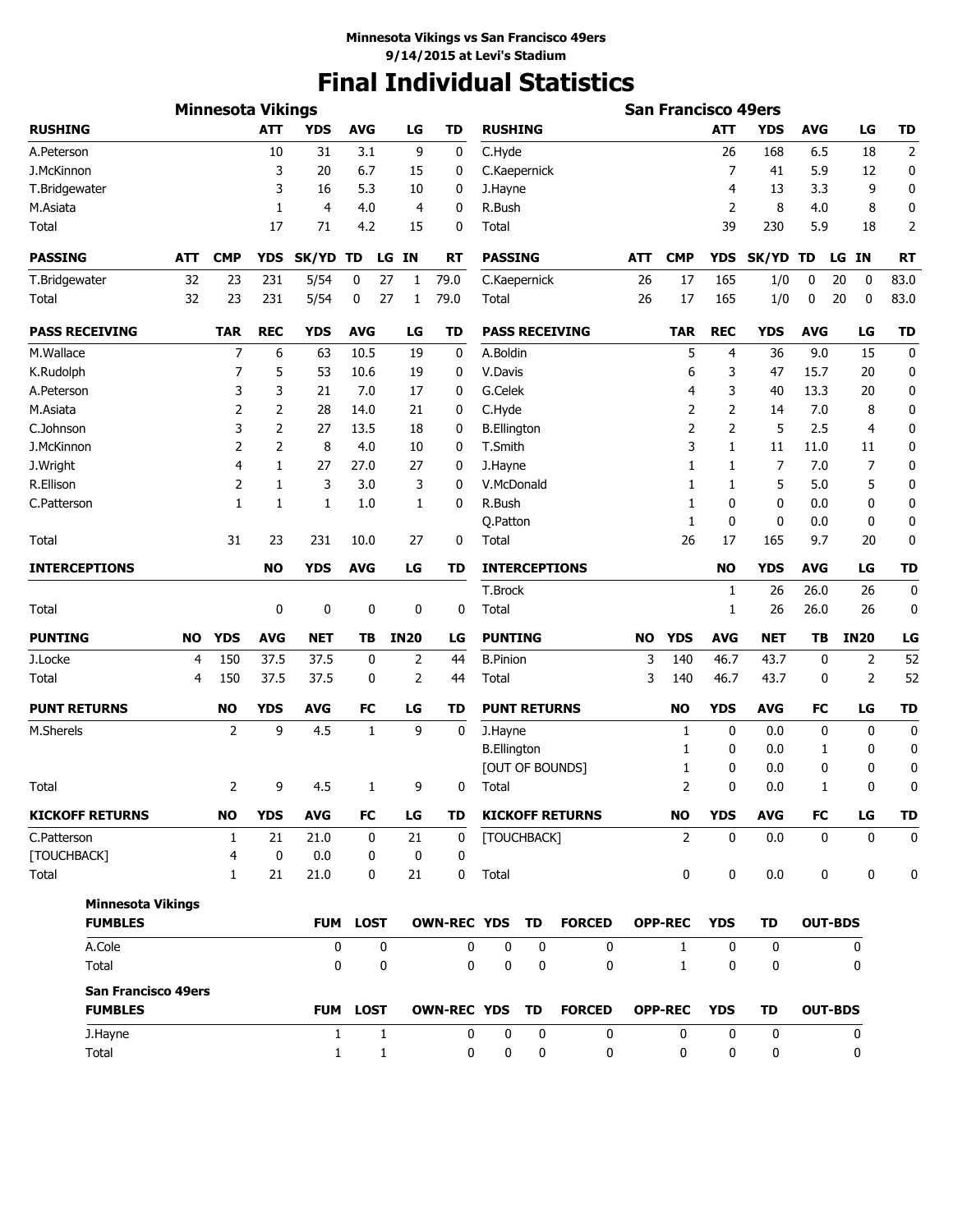**Minnesota Vikings vs San Francisco 49ers**
**9/14/2015 at Levi's Stadium**

# Final Individual Statistics

## Minnesota Vikings

| RUSHING | ATT | YDS | AVG | LG | TD |
|---|---|---|---|---|---|
| A.Peterson | 10 | 31 | 3.1 | 9 | 0 |
| J.McKinnon | 3 | 20 | 6.7 | 15 | 0 |
| T.Bridgewater | 3 | 16 | 5.3 | 10 | 0 |
| M.Asiata | 1 | 4 | 4.0 | 4 | 0 |
| Total | 17 | 71 | 4.2 | 15 | 0 |

| PASSING | ATT | CMP | YDS | SK/YD | TD | LG | IN | RT |
|---|---|---|---|---|---|---|---|---|
| T.Bridgewater | 32 | 23 | 231 | 5/54 | 0 | 27 | 1 | 79.0 |
| Total | 32 | 23 | 231 | 5/54 | 0 | 27 | 1 | 79.0 |

| PASS RECEIVING | TAR | REC | YDS | AVG | LG | TD |
|---|---|---|---|---|---|---|
| M.Wallace | 7 | 6 | 63 | 10.5 | 19 | 0 |
| K.Rudolph | 7 | 5 | 53 | 10.6 | 19 | 0 |
| A.Peterson | 3 | 3 | 21 | 7.0 | 17 | 0 |
| M.Asiata | 2 | 2 | 28 | 14.0 | 21 | 0 |
| C.Johnson | 3 | 2 | 27 | 13.5 | 18 | 0 |
| J.McKinnon | 2 | 2 | 8 | 4.0 | 10 | 0 |
| J.Wright | 4 | 1 | 27 | 27.0 | 27 | 0 |
| R.Ellison | 2 | 1 | 3 | 3.0 | 3 | 0 |
| C.Patterson | 1 | 1 | 1 | 1.0 | 1 | 0 |
| Total | 31 | 23 | 231 | 10.0 | 27 | 0 |

| INTERCEPTIONS | NO | YDS | AVG | LG | TD |
|---|---|---|---|---|---|
| Total | 0 | 0 | 0 | 0 | 0 |

| PUNTING | NO | YDS | AVG | NET | TB | IN20 | LG |
|---|---|---|---|---|---|---|---|
| J.Locke | 4 | 150 | 37.5 | 37.5 | 0 | 2 | 44 |
| Total | 4 | 150 | 37.5 | 37.5 | 0 | 2 | 44 |

| PUNT RETURNS | NO | YDS | AVG | FC | LG | TD |
|---|---|---|---|---|---|---|
| M.Sherels | 2 | 9 | 4.5 | 1 | 9 | 0 |
| Total | 2 | 9 | 4.5 | 1 | 9 | 0 |

| KICKOFF RETURNS | NO | YDS | AVG | FC | LG | TD |
|---|---|---|---|---|---|---|
| C.Patterson | 1 | 21 | 21.0 | 0 | 21 | 0 |
| [TOUCHBACK] | 4 | 0 | 0.0 | 0 | 0 | 0 |
| Total | 1 | 21 | 21.0 | 0 | 21 | 0 |

## San Francisco 49ers

| RUSHING | ATT | YDS | AVG | LG | TD |
|---|---|---|---|---|---|
| C.Hyde | 26 | 168 | 6.5 | 18 | 2 |
| C.Kaepernick | 7 | 41 | 5.9 | 12 | 0 |
| J.Hayne | 4 | 13 | 3.3 | 9 | 0 |
| R.Bush | 2 | 8 | 4.0 | 8 | 0 |
| Total | 39 | 230 | 5.9 | 18 | 2 |

| PASSING | ATT | CMP | YDS | SK/YD | TD | LG | IN | RT |
|---|---|---|---|---|---|---|---|---|
| C.Kaepernick | 26 | 17 | 165 | 1/0 | 0 | 20 | 0 | 83.0 |
| Total | 26 | 17 | 165 | 1/0 | 0 | 20 | 0 | 83.0 |

| PASS RECEIVING | TAR | REC | YDS | AVG | LG | TD |
|---|---|---|---|---|---|---|
| A.Boldin | 5 | 4 | 36 | 9.0 | 15 | 0 |
| V.Davis | 6 | 3 | 47 | 15.7 | 20 | 0 |
| G.Celek | 4 | 3 | 40 | 13.3 | 20 | 0 |
| C.Hyde | 2 | 2 | 14 | 7.0 | 8 | 0 |
| B.Ellington | 2 | 2 | 5 | 2.5 | 4 | 0 |
| T.Smith | 3 | 1 | 11 | 11.0 | 11 | 0 |
| J.Hayne | 1 | 1 | 7 | 7.0 | 7 | 0 |
| V.McDonald | 1 | 1 | 5 | 5.0 | 5 | 0 |
| R.Bush | 1 | 0 | 0 | 0.0 | 0 | 0 |
| Q.Patton | 1 | 0 | 0 | 0.0 | 0 | 0 |
| Total | 26 | 17 | 165 | 9.7 | 20 | 0 |

| INTERCEPTIONS | NO | YDS | AVG | LG | TD |
|---|---|---|---|---|---|
| T.Brock | 1 | 26 | 26.0 | 26 | 0 |
| Total | 1 | 26 | 26.0 | 26 | 0 |

| PUNTING | NO | YDS | AVG | NET | TB | IN20 | LG |
|---|---|---|---|---|---|---|---|
| B.Pinion | 3 | 140 | 46.7 | 43.7 | 0 | 2 | 52 |
| Total | 3 | 140 | 46.7 | 43.7 | 0 | 2 | 52 |

| PUNT RETURNS | NO | YDS | AVG | FC | LG | TD |
|---|---|---|---|---|---|---|
| J.Hayne | 1 | 0 | 0.0 | 0 | 0 | 0 |
| B.Ellington | 1 | 0 | 0.0 | 1 | 0 | 0 |
| [OUT OF BOUNDS] | 1 | 0 | 0.0 | 0 | 0 | 0 |
| Total | 2 | 0 | 0.0 | 1 | 0 | 0 |

| KICKOFF RETURNS | NO | YDS | AVG | FC | LG | TD |
|---|---|---|---|---|---|---|
| [TOUCHBACK] | 2 | 0 | 0.0 | 0 | 0 | 0 |
| Total | 0 | 0 | 0.0 | 0 | 0 | 0 |

## Fumbles

**Minnesota Vikings**

| FUMBLES | FUM | LOST | OWN-REC | YDS | TD | FORCED | OPP-REC | YDS | TD | OUT-BDS |
|---|---|---|---|---|---|---|---|---|---|---|
| A.Cole | 0 | 0 | 0 | 0 | 0 | 0 | 1 | 0 | 0 | 0 |
| Total | 0 | 0 | 0 | 0 | 0 | 0 | 1 | 0 | 0 | 0 |

**San Francisco 49ers**

| FUMBLES | FUM | LOST | OWN-REC | YDS | TD | FORCED | OPP-REC | YDS | TD | OUT-BDS |
|---|---|---|---|---|---|---|---|---|---|---|
| J.Hayne | 1 | 1 | 0 | 0 | 0 | 0 | 0 | 0 | 0 | 0 |
| Total | 1 | 1 | 0 | 0 | 0 | 0 | 0 | 0 | 0 | 0 |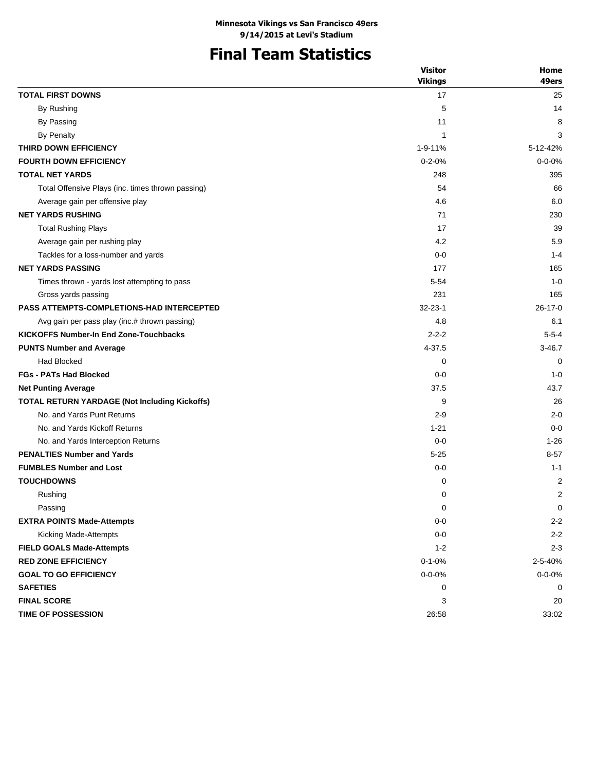**Minnesota Vikings vs San Francisco 49ers**
**9/14/2015 at Levi's Stadium**

# Final Team Statistics

| | Visitor Vikings | Home 49ers |
|---|---|---|
| **TOTAL FIRST DOWNS** | 17 | 25 |
| By Rushing | 5 | 14 |
| By Passing | 11 | 8 |
| By Penalty | 1 | 3 |
| **THIRD DOWN EFFICIENCY** | 1-9-11% | 5-12-42% |
| **FOURTH DOWN EFFICIENCY** | 0-2-0% | 0-0-0% |
| **TOTAL NET YARDS** | 248 | 395 |
| Total Offensive Plays (inc. times thrown passing) | 54 | 66 |
| Average gain per offensive play | 4.6 | 6.0 |
| **NET YARDS RUSHING** | 71 | 230 |
| Total Rushing Plays | 17 | 39 |
| Average gain per rushing play | 4.2 | 5.9 |
| Tackles for a loss-number and yards | 0-0 | 1-4 |
| **NET YARDS PASSING** | 177 | 165 |
| Times thrown - yards lost attempting to pass | 5-54 | 1-0 |
| Gross yards passing | 231 | 165 |
| **PASS ATTEMPTS-COMPLETIONS-HAD INTERCEPTED** | 32-23-1 | 26-17-0 |
| Avg gain per pass play (inc.# thrown passing) | 4.8 | 6.1 |
| **KICKOFFS Number-In End Zone-Touchbacks** | 2-2-2 | 5-5-4 |
| **PUNTS Number and Average** | 4-37.5 | 3-46.7 |
| Had Blocked | 0 | 0 |
| **FGs - PATs Had Blocked** | 0-0 | 1-0 |
| **Net Punting Average** | 37.5 | 43.7 |
| **TOTAL RETURN YARDAGE (Not Including Kickoffs)** | 9 | 26 |
| No. and Yards Punt Returns | 2-9 | 2-0 |
| No. and Yards Kickoff Returns | 1-21 | 0-0 |
| No. and Yards Interception Returns | 0-0 | 1-26 |
| **PENALTIES Number and Yards** | 5-25 | 8-57 |
| **FUMBLES Number and Lost** | 0-0 | 1-1 |
| **TOUCHDOWNS** | 0 | 2 |
| Rushing | 0 | 2 |
| Passing | 0 | 0 |
| **EXTRA POINTS Made-Attempts** | 0-0 | 2-2 |
| Kicking Made-Attempts | 0-0 | 2-2 |
| **FIELD GOALS Made-Attempts** | 1-2 | 2-3 |
| **RED ZONE EFFICIENCY** | 0-1-0% | 2-5-40% |
| **GOAL TO GO EFFICIENCY** | 0-0-0% | 0-0-0% |
| **SAFETIES** | 0 | 0 |
| **FINAL SCORE** | 3 | 20 |
| **TIME OF POSSESSION** | 26:58 | 33:02 |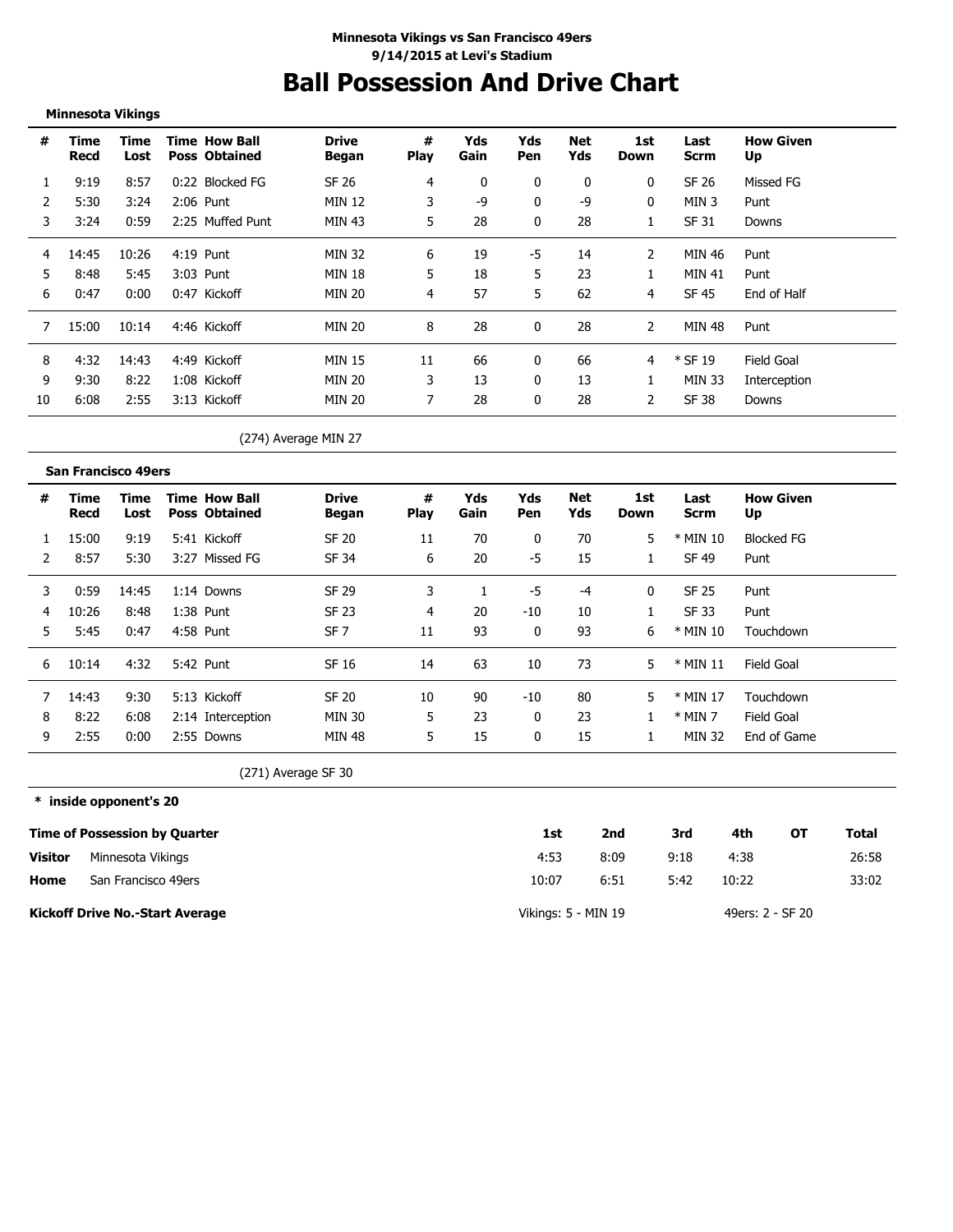**Minnesota Vikings vs San Francisco 49ers**
**9/14/2015 at Levi's Stadium**

# Ball Possession And Drive Chart

**Minnesota Vikings**

| # | Time Recd | Time Lost | Time Poss | How Ball Obtained | Drive Began | # Play | Yds Gain | Yds Pen | Net Yds | 1st Down | Last Scrm | How Given Up |
|---|---|---|---|---|---|---|---|---|---|---|---|---|
| 1 | 9:19 | 8:57 | 0:22 | Blocked FG | SF 26 | 4 | 0 | 0 | 0 | 0 | SF 26 | Missed FG |
| 2 | 5:30 | 3:24 | 2:06 | Punt | MIN 12 | 3 | -9 | 0 | -9 | 0 | MIN 3 | Punt |
| 3 | 3:24 | 0:59 | 2:25 | Muffed Punt | MIN 43 | 5 | 28 | 0 | 28 | 1 | SF 31 | Downs |
| 4 | 14:45 | 10:26 | 4:19 | Punt | MIN 32 | 6 | 19 | -5 | 14 | 2 | MIN 46 | Punt |
| 5 | 8:48 | 5:45 | 3:03 | Punt | MIN 18 | 5 | 18 | 5 | 23 | 1 | MIN 41 | Punt |
| 6 | 0:47 | 0:00 | 0:47 | Kickoff | MIN 20 | 4 | 57 | 5 | 62 | 4 | SF 45 | End of Half |
| 7 | 15:00 | 10:14 | 4:46 | Kickoff | MIN 20 | 8 | 28 | 0 | 28 | 2 | MIN 48 | Punt |
| 8 | 4:32 | 14:43 | 4:49 | Kickoff | MIN 15 | 11 | 66 | 0 | 66 | 4 | * SF 19 | Field Goal |
| 9 | 9:30 | 8:22 | 1:08 | Kickoff | MIN 20 | 3 | 13 | 0 | 13 | 1 | MIN 33 | Interception |
| 10 | 6:08 | 2:55 | 3:13 | Kickoff | MIN 20 | 7 | 28 | 0 | 28 | 2 | SF 38 | Downs |

(274) Average MIN 27

**San Francisco 49ers**

| # | Time Recd | Time Lost | Time Poss | How Ball Obtained | Drive Began | # Play | Yds Gain | Yds Pen | Net Yds | 1st Down | Last Scrm | How Given Up |
|---|---|---|---|---|---|---|---|---|---|---|---|---|
| 1 | 15:00 | 9:19 | 5:41 | Kickoff | SF 20 | 11 | 70 | 0 | 70 | 5 | * MIN 10 | Blocked FG |
| 2 | 8:57 | 5:30 | 3:27 | Missed FG | SF 34 | 6 | 20 | -5 | 15 | 1 | SF 49 | Punt |
| 3 | 0:59 | 14:45 | 1:14 | Downs | SF 29 | 3 | 1 | -5 | -4 | 0 | SF 25 | Punt |
| 4 | 10:26 | 8:48 | 1:38 | Punt | SF 23 | 4 | 20 | -10 | 10 | 1 | SF 33 | Punt |
| 5 | 5:45 | 0:47 | 4:58 | Punt | SF 7 | 11 | 93 | 0 | 93 | 6 | * MIN 10 | Touchdown |
| 6 | 10:14 | 4:32 | 5:42 | Punt | SF 16 | 14 | 63 | 10 | 73 | 5 | * MIN 11 | Field Goal |
| 7 | 14:43 | 9:30 | 5:13 | Kickoff | SF 20 | 10 | 90 | -10 | 80 | 5 | * MIN 17 | Touchdown |
| 8 | 8:22 | 6:08 | 2:14 | Interception | MIN 30 | 5 | 23 | 0 | 23 | 1 | * MIN 7 | Field Goal |
| 9 | 2:55 | 0:00 | 2:55 | Downs | MIN 48 | 5 | 15 | 0 | 15 | 1 | MIN 32 | End of Game |

(271) Average SF 30

**\* inside opponent's 20**

| Time of Possession by Quarter | | 1st | 2nd | 3rd | 4th | OT | Total |
|---|---|---|---|---|---|---|---|
| **Visitor** | Minnesota Vikings | 4:53 | 8:09 | 9:18 | 4:38 | | 26:58 |
| **Home** | San Francisco 49ers | 10:07 | 6:51 | 5:42 | 10:22 | | 33:02 |

**Kickoff Drive No.-Start Average** Vikings: 5 - MIN 19 49ers: 2 - SF 20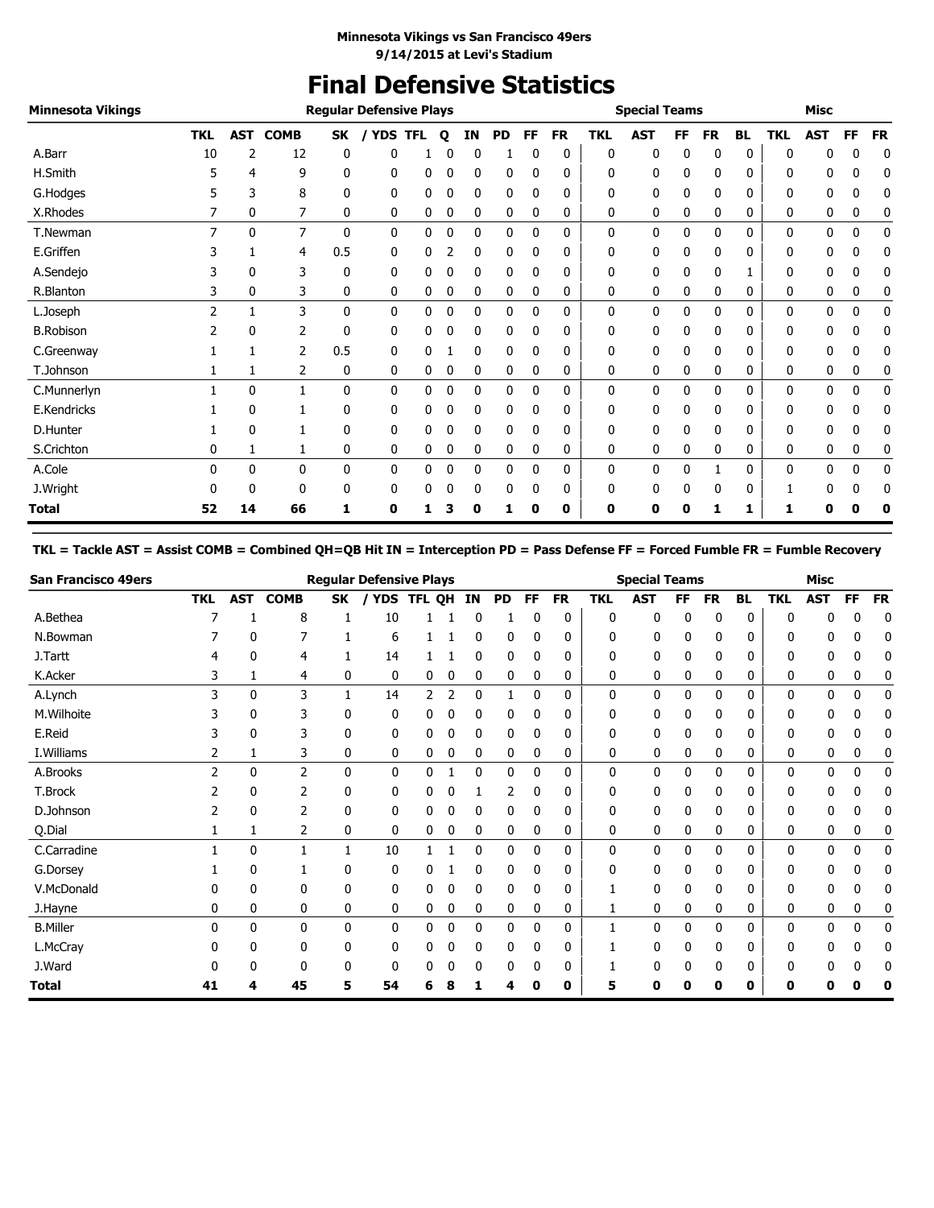**Minnesota Vikings vs San Francisco 49ers**
**9/14/2015 at Levi's Stadium**

# Final Defensive Statistics

| Minnesota Vikings | Regular Defensive Plays | | | | | | | | | | | Special Teams | | | | | | Misc | | | |
|---|---|---|---|---|---|---|---|---|---|---|---|---|---|---|---|---|---|---|---|---|---|
| | TKL | AST | COMB | SK | / YDS | TFL | Q | IN | PD | FF | FR | TKL | AST | FF | FR | BL | TKL | AST | FF | FR |
| A.Barr | 10 | 2 | 12 | 0 | 0 | 1 | 0 | 0 | 1 | 0 | 0 | 0 | 0 | 0 | 0 | 0 | 0 | 0 | 0 | 0 |
| H.Smith | 5 | 4 | 9 | 0 | 0 | 0 | 0 | 0 | 0 | 0 | 0 | 0 | 0 | 0 | 0 | 0 | 0 | 0 | 0 | 0 |
| G.Hodges | 5 | 3 | 8 | 0 | 0 | 0 | 0 | 0 | 0 | 0 | 0 | 0 | 0 | 0 | 0 | 0 | 0 | 0 | 0 | 0 |
| X.Rhodes | 7 | 0 | 7 | 0 | 0 | 0 | 0 | 0 | 0 | 0 | 0 | 0 | 0 | 0 | 0 | 0 | 0 | 0 | 0 | 0 |
| T.Newman | 7 | 0 | 7 | 0 | 0 | 0 | 0 | 0 | 0 | 0 | 0 | 0 | 0 | 0 | 0 | 0 | 0 | 0 | 0 | 0 |
| E.Griffen | 3 | 1 | 4 | 0.5 | 0 | 0 | 2 | 0 | 0 | 0 | 0 | 0 | 0 | 0 | 0 | 0 | 0 | 0 | 0 | 0 |
| A.Sendejo | 3 | 0 | 3 | 0 | 0 | 0 | 0 | 0 | 0 | 0 | 0 | 0 | 0 | 0 | 0 | 1 | 0 | 0 | 0 | 0 |
| R.Blanton | 3 | 0 | 3 | 0 | 0 | 0 | 0 | 0 | 0 | 0 | 0 | 0 | 0 | 0 | 0 | 0 | 0 | 0 | 0 | 0 |
| L.Joseph | 2 | 1 | 3 | 0 | 0 | 0 | 0 | 0 | 0 | 0 | 0 | 0 | 0 | 0 | 0 | 0 | 0 | 0 | 0 | 0 |
| B.Robison | 2 | 0 | 2 | 0 | 0 | 0 | 0 | 0 | 0 | 0 | 0 | 0 | 0 | 0 | 0 | 0 | 0 | 0 | 0 | 0 |
| C.Greenway | 1 | 1 | 2 | 0.5 | 0 | 0 | 1 | 0 | 0 | 0 | 0 | 0 | 0 | 0 | 0 | 0 | 0 | 0 | 0 | 0 |
| T.Johnson | 1 | 1 | 2 | 0 | 0 | 0 | 0 | 0 | 0 | 0 | 0 | 0 | 0 | 0 | 0 | 0 | 0 | 0 | 0 | 0 |
| C.Munnerlyn | 1 | 0 | 1 | 0 | 0 | 0 | 0 | 0 | 0 | 0 | 0 | 0 | 0 | 0 | 0 | 0 | 0 | 0 | 0 | 0 |
| E.Kendricks | 1 | 0 | 1 | 0 | 0 | 0 | 0 | 0 | 0 | 0 | 0 | 0 | 0 | 0 | 0 | 0 | 0 | 0 | 0 | 0 |
| D.Hunter | 1 | 0 | 1 | 0 | 0 | 0 | 0 | 0 | 0 | 0 | 0 | 0 | 0 | 0 | 0 | 0 | 0 | 0 | 0 | 0 |
| S.Crichton | 0 | 1 | 1 | 0 | 0 | 0 | 0 | 0 | 0 | 0 | 0 | 0 | 0 | 0 | 0 | 0 | 0 | 0 | 0 | 0 |
| A.Cole | 0 | 0 | 0 | 0 | 0 | 0 | 0 | 0 | 0 | 0 | 0 | 0 | 0 | 0 | 1 | 0 | 0 | 0 | 0 | 0 |
| J.Wright | 0 | 0 | 0 | 0 | 0 | 0 | 0 | 0 | 0 | 0 | 0 | 0 | 0 | 0 | 0 | 0 | 1 | 0 | 0 | 0 |
| **Total** | **52** | **14** | **66** | **1** | **0** | **1** | **3** | **0** | **1** | **0** | **0** | **0** | **0** | **0** | **1** | **1** | **1** | **0** | **0** | **0** |

**TKL = Tackle AST = Assist COMB = Combined QH=QB Hit IN = Interception PD = Pass Defense FF = Forced Fumble FR = Fumble Recovery**

| San Francisco 49ers | Regular Defensive Plays | | | | | | | | | | | Special Teams | | | | | | Misc | | | |
|---|---|---|---|---|---|---|---|---|---|---|---|---|---|---|---|---|---|---|---|---|---|
| | TKL | AST | COMB | SK | / YDS | TFL | QH | IN | PD | FF | FR | TKL | AST | FF | FR | BL | TKL | AST | FF | FR |
| A.Bethea | 7 | 1 | 8 | 1 | 10 | 1 | 1 | 0 | 1 | 0 | 0 | 0 | 0 | 0 | 0 | 0 | 0 | 0 | 0 | 0 |
| N.Bowman | 7 | 0 | 7 | 1 | 6 | 1 | 1 | 0 | 0 | 0 | 0 | 0 | 0 | 0 | 0 | 0 | 0 | 0 | 0 | 0 |
| J.Tartt | 4 | 0 | 4 | 1 | 14 | 1 | 1 | 0 | 0 | 0 | 0 | 0 | 0 | 0 | 0 | 0 | 0 | 0 | 0 | 0 |
| K.Acker | 3 | 1 | 4 | 0 | 0 | 0 | 0 | 0 | 0 | 0 | 0 | 0 | 0 | 0 | 0 | 0 | 0 | 0 | 0 | 0 |
| A.Lynch | 3 | 0 | 3 | 1 | 14 | 2 | 2 | 0 | 1 | 0 | 0 | 0 | 0 | 0 | 0 | 0 | 0 | 0 | 0 | 0 |
| M.Wilhoite | 3 | 0 | 3 | 0 | 0 | 0 | 0 | 0 | 0 | 0 | 0 | 0 | 0 | 0 | 0 | 0 | 0 | 0 | 0 | 0 |
| E.Reid | 3 | 0 | 3 | 0 | 0 | 0 | 0 | 0 | 0 | 0 | 0 | 0 | 0 | 0 | 0 | 0 | 0 | 0 | 0 | 0 |
| I.Williams | 2 | 1 | 3 | 0 | 0 | 0 | 0 | 0 | 0 | 0 | 0 | 0 | 0 | 0 | 0 | 0 | 0 | 0 | 0 | 0 |
| A.Brooks | 2 | 0 | 2 | 0 | 0 | 0 | 1 | 0 | 0 | 0 | 0 | 0 | 0 | 0 | 0 | 0 | 0 | 0 | 0 | 0 |
| T.Brock | 2 | 0 | 2 | 0 | 0 | 0 | 0 | 1 | 2 | 0 | 0 | 0 | 0 | 0 | 0 | 0 | 0 | 0 | 0 | 0 |
| D.Johnson | 2 | 0 | 2 | 0 | 0 | 0 | 0 | 0 | 0 | 0 | 0 | 0 | 0 | 0 | 0 | 0 | 0 | 0 | 0 | 0 |
| Q.Dial | 1 | 1 | 2 | 0 | 0 | 0 | 0 | 0 | 0 | 0 | 0 | 0 | 0 | 0 | 0 | 0 | 0 | 0 | 0 | 0 |
| C.Carradine | 1 | 0 | 1 | 1 | 10 | 1 | 1 | 0 | 0 | 0 | 0 | 0 | 0 | 0 | 0 | 0 | 0 | 0 | 0 | 0 |
| G.Dorsey | 1 | 0 | 1 | 0 | 0 | 0 | 1 | 0 | 0 | 0 | 0 | 0 | 0 | 0 | 0 | 0 | 0 | 0 | 0 | 0 |
| V.McDonald | 0 | 0 | 0 | 0 | 0 | 0 | 0 | 0 | 0 | 0 | 0 | 1 | 0 | 0 | 0 | 0 | 0 | 0 | 0 | 0 |
| J.Hayne | 0 | 0 | 0 | 0 | 0 | 0 | 0 | 0 | 0 | 0 | 0 | 1 | 0 | 0 | 0 | 0 | 0 | 0 | 0 | 0 |
| B.Miller | 0 | 0 | 0 | 0 | 0 | 0 | 0 | 0 | 0 | 0 | 0 | 1 | 0 | 0 | 0 | 0 | 0 | 0 | 0 | 0 |
| L.McCray | 0 | 0 | 0 | 0 | 0 | 0 | 0 | 0 | 0 | 0 | 0 | 1 | 0 | 0 | 0 | 0 | 0 | 0 | 0 | 0 |
| J.Ward | 0 | 0 | 0 | 0 | 0 | 0 | 0 | 0 | 0 | 0 | 0 | 1 | 0 | 0 | 0 | 0 | 0 | 0 | 0 | 0 |
| **Total** | **41** | **4** | **45** | **5** | **54** | **6** | **8** | **1** | **4** | **0** | **0** | **5** | **0** | **0** | **0** | **0** | **0** | **0** | **0** | **0** |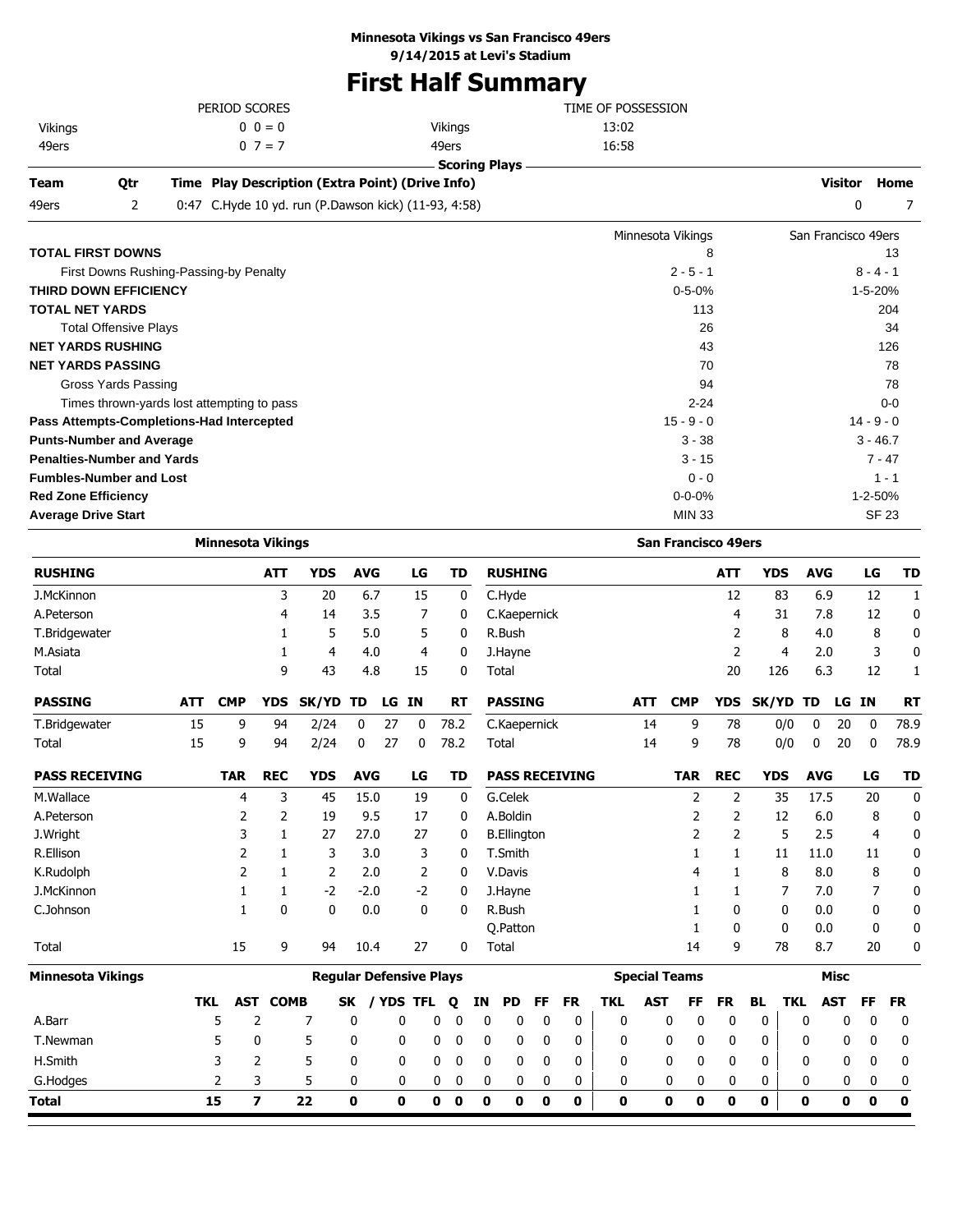**Minnesota Vikings vs San Francisco 49ers**
**9/14/2015 at Levi's Stadium**

# First Half Summary

| PERIOD SCORES | | | TIME OF POSSESSION |
|---|---|---|---|
| Vikings | 0 0 = 0 | Vikings | 13:02 |
| 49ers | 0 7 = 7 | 49ers | 16:58 |

**Scoring Plays**

| Team | Qtr | Time | Play Description (Extra Point) (Drive Info) | Visitor | Home |
|---|---|---|---|---|---|
| 49ers | 2 | 0:47 | C.Hyde 10 yd. run (P.Dawson kick) (11-93, 4:58) | 0 | 7 |

| | Minnesota Vikings | San Francisco 49ers |
|---|---|---|
| **TOTAL FIRST DOWNS** | 8 | 13 |
| First Downs Rushing-Passing-by Penalty | 2 - 5 - 1 | 8 - 4 - 1 |
| **THIRD DOWN EFFICIENCY** | 0-5-0% | 1-5-20% |
| **TOTAL NET YARDS** | 113 | 204 |
| Total Offensive Plays | 26 | 34 |
| **NET YARDS RUSHING** | 43 | 126 |
| **NET YARDS PASSING** | 70 | 78 |
| Gross Yards Passing | 94 | 78 |
| Times thrown-yards lost attempting to pass | 2-24 | 0-0 |
| **Pass Attempts-Completions-Had Intercepted** | 15 - 9 - 0 | 14 - 9 - 0 |
| **Punts-Number and Average** | 3 - 38 | 3 - 46.7 |
| **Penalties-Number and Yards** | 3 - 15 | 7 - 47 |
| **Fumbles-Number and Lost** | 0 - 0 | 1 - 1 |
| **Red Zone Efficiency** | 0-0-0% | 1-2-50% |
| **Average Drive Start** | MIN 33 | SF 23 |

## Minnesota Vikings

| RUSHING | ATT | YDS | AVG | LG | TD |
|---|---|---|---|---|---|
| J.McKinnon | 3 | 20 | 6.7 | 15 | 0 |
| A.Peterson | 4 | 14 | 3.5 | 7 | 0 |
| T.Bridgewater | 1 | 5 | 5.0 | 5 | 0 |
| M.Asiata | 1 | 4 | 4.0 | 4 | 0 |
| Total | 9 | 43 | 4.8 | 15 | 0 |

| PASSING | ATT | CMP | YDS | SK/YD | TD | LG | IN | RT |
|---|---|---|---|---|---|---|---|---|
| T.Bridgewater | 15 | 9 | 94 | 2/24 | 0 | 27 | 0 | 78.2 |
| Total | 15 | 9 | 94 | 2/24 | 0 | 27 | 0 | 78.2 |

| PASS RECEIVING | TAR | REC | YDS | AVG | LG | TD |
|---|---|---|---|---|---|---|
| M.Wallace | 4 | 3 | 45 | 15.0 | 19 | 0 |
| A.Peterson | 2 | 2 | 19 | 9.5 | 17 | 0 |
| J.Wright | 3 | 1 | 27 | 27.0 | 27 | 0 |
| R.Ellison | 2 | 1 | 3 | 3.0 | 3 | 0 |
| K.Rudolph | 2 | 1 | 2 | 2.0 | 2 | 0 |
| J.McKinnon | 1 | 1 | -2 | -2.0 | -2 | 0 |
| C.Johnson | 1 | 0 | 0 | 0.0 | 0 | 0 |
| Total | 15 | 9 | 94 | 10.4 | 27 | 0 |

## San Francisco 49ers

| RUSHING | ATT | YDS | AVG | LG | TD |
|---|---|---|---|---|---|
| C.Hyde | 12 | 83 | 6.9 | 12 | 1 |
| C.Kaepernick | 4 | 31 | 7.8 | 12 | 0 |
| R.Bush | 2 | 8 | 4.0 | 8 | 0 |
| J.Hayne | 2 | 4 | 2.0 | 3 | 0 |
| Total | 20 | 126 | 6.3 | 12 | 1 |

| PASSING | ATT | CMP | YDS | SK/YD | TD | LG | IN | RT |
|---|---|---|---|---|---|---|---|---|
| C.Kaepernick | 14 | 9 | 78 | 0/0 | 0 | 20 | 0 | 78.9 |
| Total | 14 | 9 | 78 | 0/0 | 0 | 20 | 0 | 78.9 |

| PASS RECEIVING | TAR | REC | YDS | AVG | LG | TD |
|---|---|---|---|---|---|---|
| G.Celek | 2 | 2 | 35 | 17.5 | 20 | 0 |
| A.Boldin | 2 | 2 | 12 | 6.0 | 8 | 0 |
| B.Ellington | 2 | 2 | 5 | 2.5 | 4 | 0 |
| T.Smith | 1 | 1 | 11 | 11.0 | 11 | 0 |
| V.Davis | 4 | 1 | 8 | 8.0 | 8 | 0 |
| J.Hayne | 1 | 1 | 7 | 7.0 | 7 | 0 |
| R.Bush | 1 | 0 | 0 | 0.0 | 0 | 0 |
| Q.Patton | 1 | 0 | 0 | 0.0 | 0 | 0 |
| Total | 14 | 9 | 78 | 8.7 | 20 | 0 |

## Minnesota Vikings Defense

| | Regular Defensive Plays | | | | | | | | | | | | Special Teams | | | | | Misc | | | |
|---|---|---|---|---|---|---|---|---|---|---|---|---|---|---|---|---|---|---|---|---|---|
| | TKL | AST | COMB | SK | / YDS | TFL | Q | IN | PD | FF | FR | TKL | AST | FF | FR | BL | TKL | AST | FF | FR |
| A.Barr | 5 | 2 | 7 | 0 | 0 | 0 | 0 | 0 | 0 | 0 | 0 | 0 | 0 | 0 | 0 | 0 | 0 | 0 | 0 | 0 |
| T.Newman | 5 | 0 | 5 | 0 | 0 | 0 | 0 | 0 | 0 | 0 | 0 | 0 | 0 | 0 | 0 | 0 | 0 | 0 | 0 | 0 |
| H.Smith | 3 | 2 | 5 | 0 | 0 | 0 | 0 | 0 | 0 | 0 | 0 | 0 | 0 | 0 | 0 | 0 | 0 | 0 | 0 | 0 |
| G.Hodges | 2 | 3 | 5 | 0 | 0 | 0 | 0 | 0 | 0 | 0 | 0 | 0 | 0 | 0 | 0 | 0 | 0 | 0 | 0 | 0 |
| **Total** | **15** | **7** | **22** | **0** | **0** | **0** | **0** | **0** | **0** | **0** | **0** | **0** | **0** | **0** | **0** | **0** | **0** | **0** | **0** | **0** |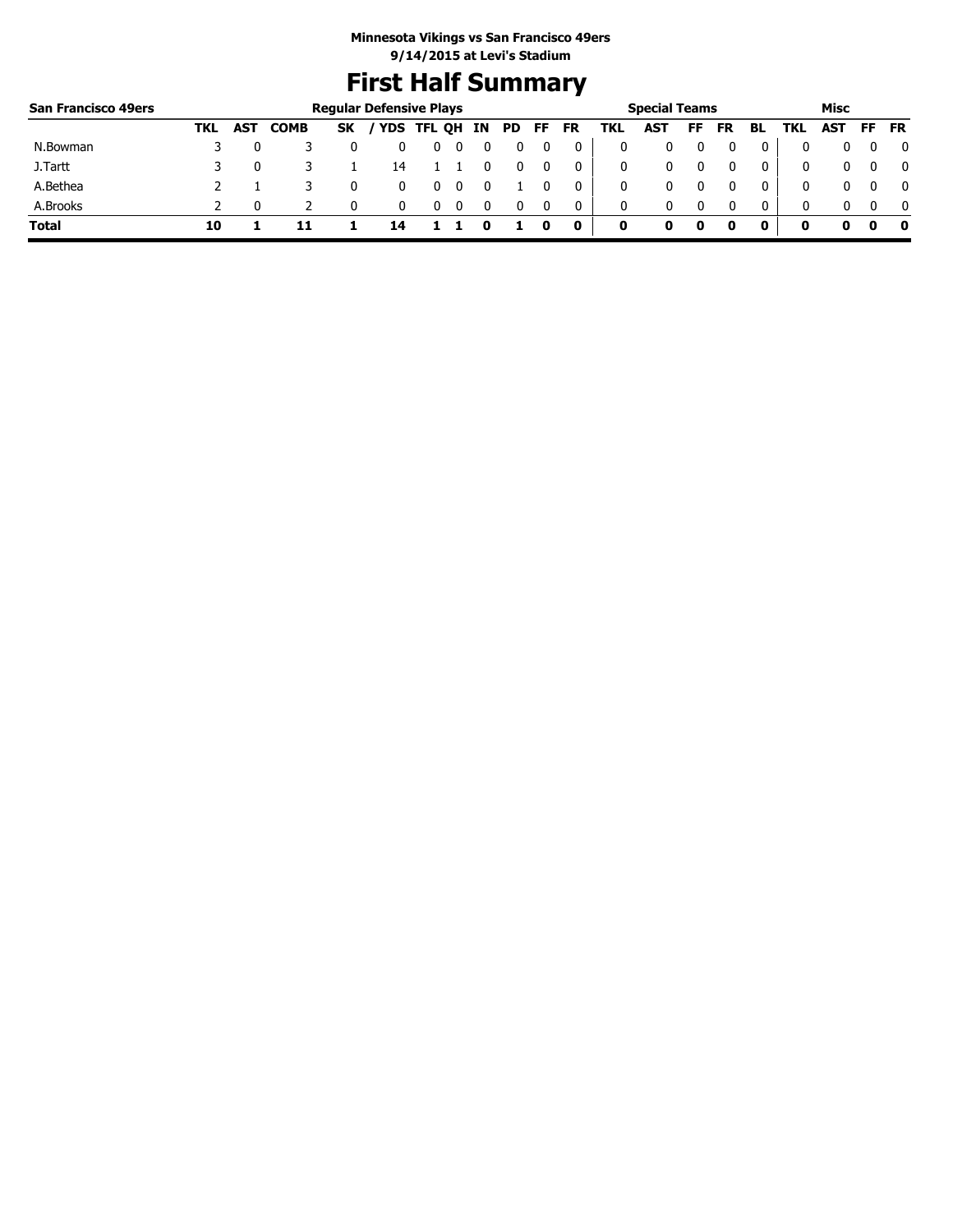**Minnesota Vikings vs San Francisco 49ers**
**9/14/2015 at Levi's Stadium**

# First Half Summary

| San Francisco 49ers | Regular Defensive Plays | | | | | | | | | | | Special Teams | | | | | Misc | | | |
|---|---|---|---|---|---|---|---|---|---|---|---|---|---|---|---|---|---|---|---|---|
| | TKL | AST | COMB | SK | / YDS | TFL | QH | IN | PD | FF | FR | TKL | AST | FF | FR | BL | TKL | AST | FF | FR |
| N.Bowman | 3 | 0 | 3 | 0 | 0 | 0 | 0 | 0 | 0 | 0 | 0 | 0 | 0 | 0 | 0 | 0 | 0 | 0 | 0 | 0 |
| J.Tartt | 3 | 0 | 3 | 1 | 14 | 1 | 1 | 0 | 0 | 0 | 0 | 0 | 0 | 0 | 0 | 0 | 0 | 0 | 0 | 0 |
| A.Bethea | 2 | 1 | 3 | 0 | 0 | 0 | 0 | 0 | 1 | 0 | 0 | 0 | 0 | 0 | 0 | 0 | 0 | 0 | 0 | 0 |
| A.Brooks | 2 | 0 | 2 | 0 | 0 | 0 | 0 | 0 | 0 | 0 | 0 | 0 | 0 | 0 | 0 | 0 | 0 | 0 | 0 | 0 |
| **Total** | **10** | **1** | **11** | **1** | **14** | **1** | **1** | **0** | **1** | **0** | **0** | **0** | **0** | **0** | **0** | **0** | **0** | **0** | **0** | **0** |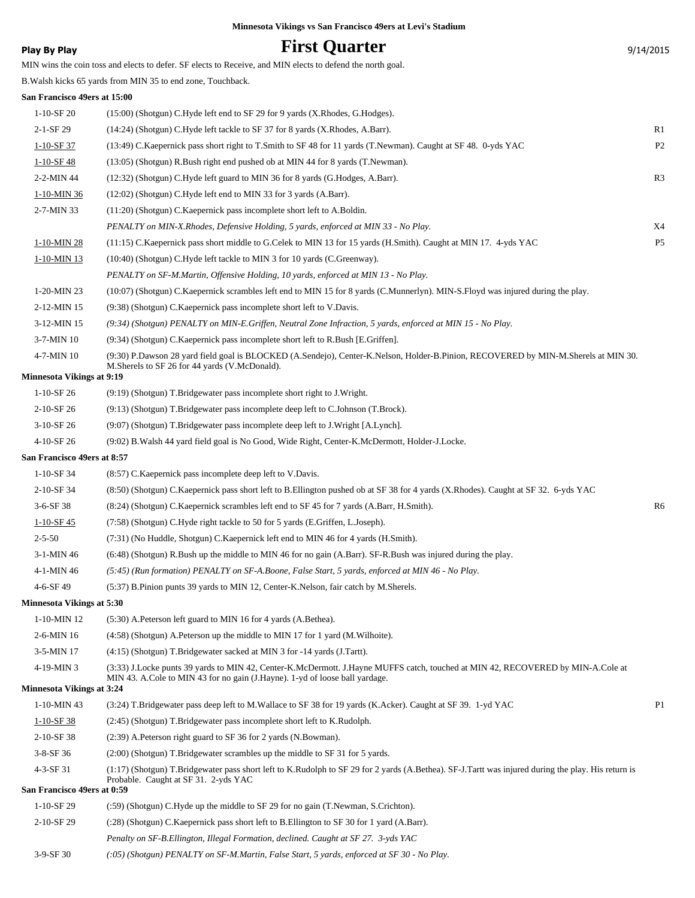**Minnesota Vikings vs San Francisco 49ers at Levi's Stadium**

**Play By Play**

# First Quarter

9/14/2015

MIN wins the coin toss and elects to defer. SF elects to Receive, and MIN elects to defend the north goal.

B.Walsh kicks 65 yards from MIN 35 to end zone, Touchback.

**San Francisco 49ers at 15:00**

| | | |
|---|---|---|
| 1-10-SF 20 | (15:00) (Shotgun) C.Hyde left end to SF 29 for 9 yards (X.Rhodes, G.Hodges). | |
| 2-1-SF 29 | (14:24) (Shotgun) C.Hyde left tackle to SF 37 for 8 yards (X.Rhodes, A.Barr). | R1 |
| 1-10-SF 37 | (13:49) C.Kaepernick pass short right to T.Smith to SF 48 for 11 yards (T.Newman). Caught at SF 48. 0-yds YAC | P2 |
| 1-10-SF 48 | (13:05) (Shotgun) R.Bush right end pushed ob at MIN 44 for 8 yards (T.Newman). | |
| 2-2-MIN 44 | (12:32) (Shotgun) C.Hyde left guard to MIN 36 for 8 yards (G.Hodges, A.Barr). | R3 |
| 1-10-MIN 36 | (12:02) (Shotgun) C.Hyde left end to MIN 33 for 3 yards (A.Barr). | |
| 2-7-MIN 33 | (11:20) (Shotgun) C.Kaepernick pass incomplete short left to A.Boldin. | |
| | *PENALTY on MIN-X.Rhodes, Defensive Holding, 5 yards, enforced at MIN 33 - No Play.* | X4 |
| 1-10-MIN 28 | (11:15) C.Kaepernick pass short middle to G.Celek to MIN 13 for 15 yards (H.Smith). Caught at MIN 17. 4-yds YAC | P5 |
| 1-10-MIN 13 | (10:40) (Shotgun) C.Hyde left tackle to MIN 3 for 10 yards (C.Greenway). | |
| | *PENALTY on SF-M.Martin, Offensive Holding, 10 yards, enforced at MIN 13 - No Play.* | |
| 1-20-MIN 23 | (10:07) (Shotgun) C.Kaepernick scrambles left end to MIN 15 for 8 yards (C.Munnerlyn). MIN-S.Floyd was injured during the play. | |
| 2-12-MIN 15 | (9:38) (Shotgun) C.Kaepernick pass incomplete short left to V.Davis. | |
| 3-12-MIN 15 | *(9:34) (Shotgun) PENALTY on MIN-E.Griffen, Neutral Zone Infraction, 5 yards, enforced at MIN 15 - No Play.* | |
| 3-7-MIN 10 | (9:34) (Shotgun) C.Kaepernick pass incomplete short left to R.Bush [E.Griffen]. | |
| 4-7-MIN 10 | (9:30) P.Dawson 28 yard field goal is BLOCKED (A.Sendejo), Center-K.Nelson, Holder-B.Pinion, RECOVERED by MIN-M.Sherels at MIN 30. M.Sherels to SF 26 for 44 yards (V.McDonald). | |

**Minnesota Vikings at 9:19**

| | | |
|---|---|---|
| 1-10-SF 26 | (9:19) (Shotgun) T.Bridgewater pass incomplete short right to J.Wright. | |
| 2-10-SF 26 | (9:13) (Shotgun) T.Bridgewater pass incomplete deep left to C.Johnson (T.Brock). | |
| 3-10-SF 26 | (9:07) (Shotgun) T.Bridgewater pass incomplete deep left to J.Wright [A.Lynch]. | |
| 4-10-SF 26 | (9:02) B.Walsh 44 yard field goal is No Good, Wide Right, Center-K.McDermott, Holder-J.Locke. | |

**San Francisco 49ers at 8:57**

| | | |
|---|---|---|
| 1-10-SF 34 | (8:57) C.Kaepernick pass incomplete deep left to V.Davis. | |
| 2-10-SF 34 | (8:50) (Shotgun) C.Kaepernick pass short left to B.Ellington pushed ob at SF 38 for 4 yards (X.Rhodes). Caught at SF 32. 6-yds YAC | |
| 3-6-SF 38 | (8:24) (Shotgun) C.Kaepernick scrambles left end to SF 45 for 7 yards (A.Barr, H.Smith). | R6 |
| 1-10-SF 45 | (7:58) (Shotgun) C.Hyde right tackle to 50 for 5 yards (E.Griffen, L.Joseph). | |
| 2-5-50 | (7:31) (No Huddle, Shotgun) C.Kaepernick left end to MIN 46 for 4 yards (H.Smith). | |
| 3-1-MIN 46 | (6:48) (Shotgun) R.Bush up the middle to MIN 46 for no gain (A.Barr). SF-R.Bush was injured during the play. | |
| 4-1-MIN 46 | *(5:45) (Run formation) PENALTY on SF-A.Boone, False Start, 5 yards, enforced at MIN 46 - No Play.* | |
| 4-6-SF 49 | (5:37) B.Pinion punts 39 yards to MIN 12, Center-K.Nelson, fair catch by M.Sherels. | |

**Minnesota Vikings at 5:30**

| | | |
|---|---|---|
| 1-10-MIN 12 | (5:30) A.Peterson left guard to MIN 16 for 4 yards (A.Bethea). | |
| 2-6-MIN 16 | (4:58) (Shotgun) A.Peterson up the middle to MIN 17 for 1 yard (M.Wilhoite). | |
| 3-5-MIN 17 | (4:15) (Shotgun) T.Bridgewater sacked at MIN 3 for -14 yards (J.Tartt). | |
| 4-19-MIN 3 | (3:33) J.Locke punts 39 yards to MIN 42, Center-K.McDermott. J.Hayne MUFFS catch, touched at MIN 42, RECOVERED by MIN-A.Cole at MIN 43. A.Cole to MIN 43 for no gain (J.Hayne). 1-yd of loose ball yardage. | |

**Minnesota Vikings at 3:24**

| | | |
|---|---|---|
| 1-10-MIN 43 | (3:24) T.Bridgewater pass deep left to M.Wallace to SF 38 for 19 yards (K.Acker). Caught at SF 39. 1-yd YAC | P1 |
| 1-10-SF 38 | (2:45) (Shotgun) T.Bridgewater pass incomplete short left to K.Rudolph. | |
| 2-10-SF 38 | (2:39) A.Peterson right guard to SF 36 for 2 yards (N.Bowman). | |
| 3-8-SF 36 | (2:00) (Shotgun) T.Bridgewater scrambles up the middle to SF 31 for 5 yards. | |
| 4-3-SF 31 | (1:17) (Shotgun) T.Bridgewater pass short left to K.Rudolph to SF 29 for 2 yards (A.Bethea). SF-J.Tartt was injured during the play. His return is Probable. Caught at SF 31. 2-yds YAC | |

**San Francisco 49ers at 0:59**

| | | |
|---|---|---|
| 1-10-SF 29 | (:59) (Shotgun) C.Hyde up the middle to SF 29 for no gain (T.Newman, S.Crichton). | |
| 2-10-SF 29 | (:28) (Shotgun) C.Kaepernick pass short left to B.Ellington to SF 30 for 1 yard (A.Barr). | |
| | *Penalty on SF-B.Ellington, Illegal Formation, declined. Caught at SF 27. 3-yds YAC* | |
| 3-9-SF 30 | *(:05) (Shotgun) PENALTY on SF-M.Martin, False Start, 5 yards, enforced at SF 30 - No Play.* | |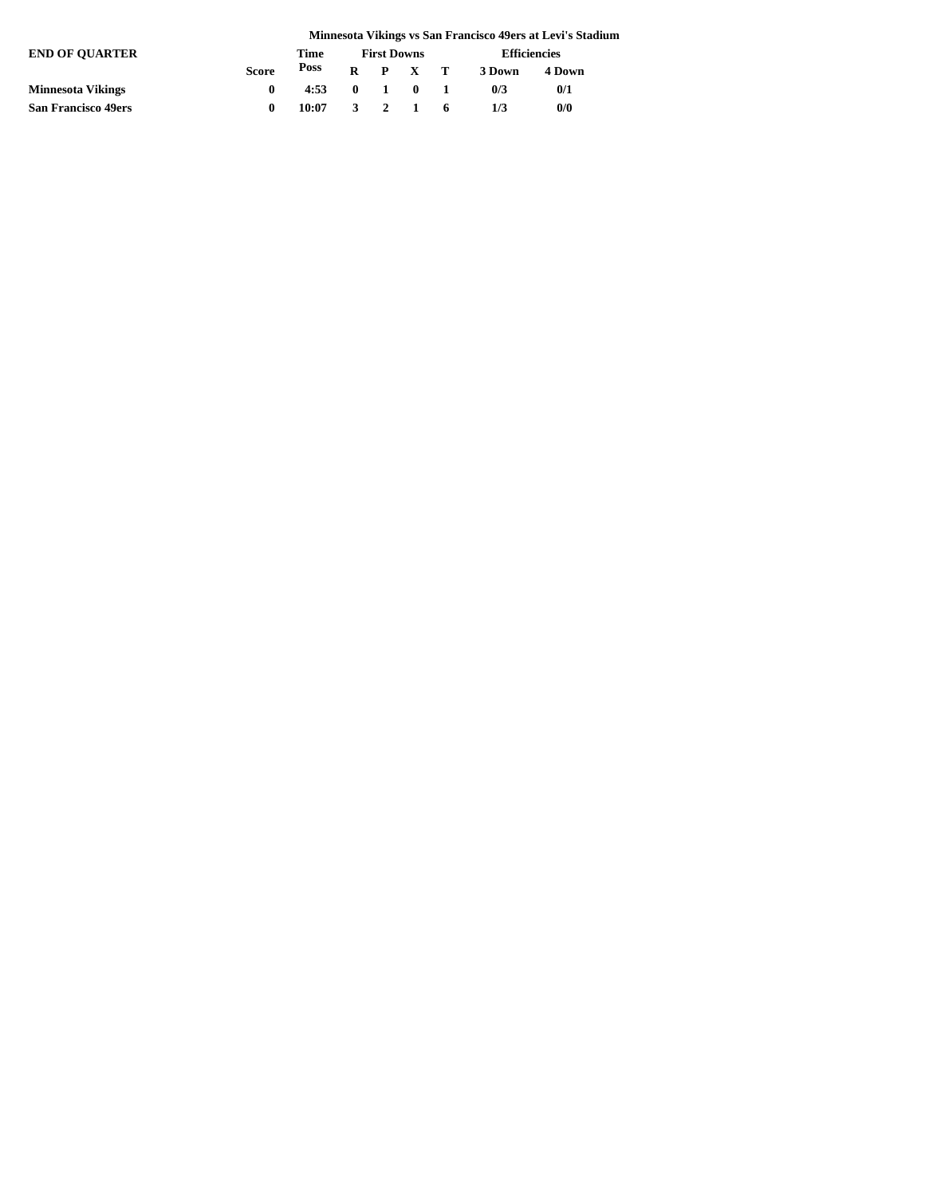## Minnesota Vikings vs San Francisco 49ers at Levi's Stadium

| END OF QUARTER | Score | Time Poss | First Downs | | | | Efficiencies | |
|---|---|---|---|---|---|---|---|---|
| | | | R | P | X | T | 3 Down | 4 Down |
| **Minnesota Vikings** | 0 | 4:53 | 0 | 1 | 0 | 1 | 0/3 | 0/1 |
| **San Francisco 49ers** | 0 | 10:07 | 3 | 2 | 1 | 6 | 1/3 | 0/0 |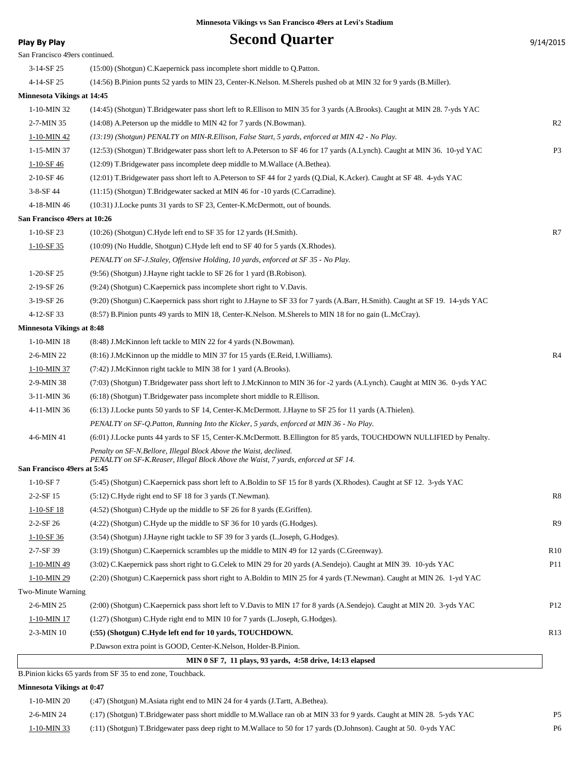Minnesota Vikings vs San Francisco 49ers at Levi's Stadium

**Play By Play**

# Second Quarter

9/14/2015

San Francisco 49ers continued.

| | | |
|---|---|---|
| 3-14-SF 25 | (15:00) (Shotgun) C.Kaepernick pass incomplete short middle to Q.Patton. | |
| 4-14-SF 25 | (14:56) B.Pinion punts 52 yards to MIN 23, Center-K.Nelson. M.Sherels pushed ob at MIN 32 for 9 yards (B.Miller). | |
| **Minnesota Vikings at 14:45** | | |
| 1-10-MIN 32 | (14:45) (Shotgun) T.Bridgewater pass short left to R.Ellison to MIN 35 for 3 yards (A.Brooks). Caught at MIN 28. 7-yds YAC | |
| 2-7-MIN 35 | (14:08) A.Peterson up the middle to MIN 42 for 7 yards (N.Bowman). | R2 |
| 1-10-MIN 42 | *(13:19) (Shotgun) PENALTY on MIN-R.Ellison, False Start, 5 yards, enforced at MIN 42 - No Play.* | |
| 1-15-MIN 37 | (12:53) (Shotgun) T.Bridgewater pass short left to A.Peterson to SF 46 for 17 yards (A.Lynch). Caught at MIN 36. 10-yd YAC | P3 |
| 1-10-SF 46 | (12:09) T.Bridgewater pass incomplete deep middle to M.Wallace (A.Bethea). | |
| 2-10-SF 46 | (12:01) T.Bridgewater pass short left to A.Peterson to SF 44 for 2 yards (Q.Dial, K.Acker). Caught at SF 48. 4-yds YAC | |
| 3-8-SF 44 | (11:15) (Shotgun) T.Bridgewater sacked at MIN 46 for -10 yards (C.Carradine). | |
| 4-18-MIN 46 | (10:31) J.Locke punts 31 yards to SF 23, Center-K.McDermott, out of bounds. | |
| **San Francisco 49ers at 10:26** | | |
| 1-10-SF 23 | (10:26) (Shotgun) C.Hyde left end to SF 35 for 12 yards (H.Smith). | R7 |
| 1-10-SF 35 | (10:09) (No Huddle, Shotgun) C.Hyde left end to SF 40 for 5 yards (X.Rhodes). *PENALTY on SF-J.Staley, Offensive Holding, 10 yards, enforced at SF 35 - No Play.* | |
| 1-20-SF 25 | (9:56) (Shotgun) J.Hayne right tackle to SF 26 for 1 yard (B.Robison). | |
| 2-19-SF 26 | (9:24) (Shotgun) C.Kaepernick pass incomplete short right to V.Davis. | |
| 3-19-SF 26 | (9:20) (Shotgun) C.Kaepernick pass short right to J.Hayne to SF 33 for 7 yards (A.Barr, H.Smith). Caught at SF 19. 14-yds YAC | |
| 4-12-SF 33 | (8:57) B.Pinion punts 49 yards to MIN 18, Center-K.Nelson. M.Sherels to MIN 18 for no gain (L.McCray). | |
| **Minnesota Vikings at 8:48** | | |
| 1-10-MIN 18 | (8:48) J.McKinnon left tackle to MIN 22 for 4 yards (N.Bowman). | |
| 2-6-MIN 22 | (8:16) J.McKinnon up the middle to MIN 37 for 15 yards (E.Reid, I.Williams). | R4 |
| 1-10-MIN 37 | (7:42) J.McKinnon right tackle to MIN 38 for 1 yard (A.Brooks). | |
| 2-9-MIN 38 | (7:03) (Shotgun) T.Bridgewater pass short left to J.McKinnon to MIN 36 for -2 yards (A.Lynch). Caught at MIN 36. 0-yds YAC | |
| 3-11-MIN 36 | (6:18) (Shotgun) T.Bridgewater pass incomplete short middle to R.Ellison. | |
| 4-11-MIN 36 | (6:13) J.Locke punts 50 yards to SF 14, Center-K.McDermott. J.Hayne to SF 25 for 11 yards (A.Thielen). *PENALTY on SF-Q.Patton, Running Into the Kicker, 5 yards, enforced at MIN 36 - No Play.* | |
| 4-6-MIN 41 | (6:01) J.Locke punts 44 yards to SF 15, Center-K.McDermott. B.Ellington for 85 yards, TOUCHDOWN NULLIFIED by Penalty. *Penalty on SF-N.Bellore, Illegal Block Above the Waist, declined. PENALTY on SF-K.Reaser, Illegal Block Above the Waist, 7 yards, enforced at SF 14.* | |
| **San Francisco 49ers at 5:45** | | |
| 1-10-SF 7 | (5:45) (Shotgun) C.Kaepernick pass short left to A.Boldin to SF 15 for 8 yards (X.Rhodes). Caught at SF 12. 3-yds YAC | |
| 2-2-SF 15 | (5:12) C.Hyde right end to SF 18 for 3 yards (T.Newman). | R8 |
| 1-10-SF 18 | (4:52) (Shotgun) C.Hyde up the middle to SF 26 for 8 yards (E.Griffen). | |
| 2-2-SF 26 | (4:22) (Shotgun) C.Hyde up the middle to SF 36 for 10 yards (G.Hodges). | R9 |
| 1-10-SF 36 | (3:54) (Shotgun) J.Hayne right tackle to SF 39 for 3 yards (L.Joseph, G.Hodges). | |
| 2-7-SF 39 | (3:19) (Shotgun) C.Kaepernick scrambles up the middle to MIN 49 for 12 yards (C.Greenway). | R10 |
| 1-10-MIN 49 | (3:02) C.Kaepernick pass short right to G.Celek to MIN 29 for 20 yards (A.Sendejo). Caught at MIN 39. 10-yds YAC | P11 |
| 1-10-MIN 29 | (2:20) (Shotgun) C.Kaepernick pass short right to A.Boldin to MIN 25 for 4 yards (T.Newman). Caught at MIN 26. 1-yd YAC | |
| Two-Minute Warning | | |
| 2-6-MIN 25 | (2:00) (Shotgun) C.Kaepernick pass short left to V.Davis to MIN 17 for 8 yards (A.Sendejo). Caught at MIN 20. 3-yds YAC | P12 |
| 1-10-MIN 17 | (1:27) (Shotgun) C.Hyde right end to MIN 10 for 7 yards (L.Joseph, G.Hodges). | |
| 2-3-MIN 10 | **(:55) (Shotgun) C.Hyde left end for 10 yards, TOUCHDOWN.** | R13 |
| | P.Dawson extra point is GOOD, Center-K.Nelson, Holder-B.Pinion. | |
| | **MIN 0 SF 7, 11 plays, 93 yards, 4:58 drive, 14:13 elapsed** | |
| | B.Pinion kicks 65 yards from SF 35 to end zone, Touchback. | |
| **Minnesota Vikings at 0:47** | | |
| 1-10-MIN 20 | (:47) (Shotgun) M.Asiata right end to MIN 24 for 4 yards (J.Tartt, A.Bethea). | |
| 2-6-MIN 24 | (:17) (Shotgun) T.Bridgewater pass short middle to M.Wallace ran ob at MIN 33 for 9 yards. Caught at MIN 28. 5-yds YAC | P5 |
| 1-10-MIN 33 | (:11) (Shotgun) T.Bridgewater pass deep right to M.Wallace to 50 for 17 yards (D.Johnson). Caught at 50. 0-yds YAC | P6 |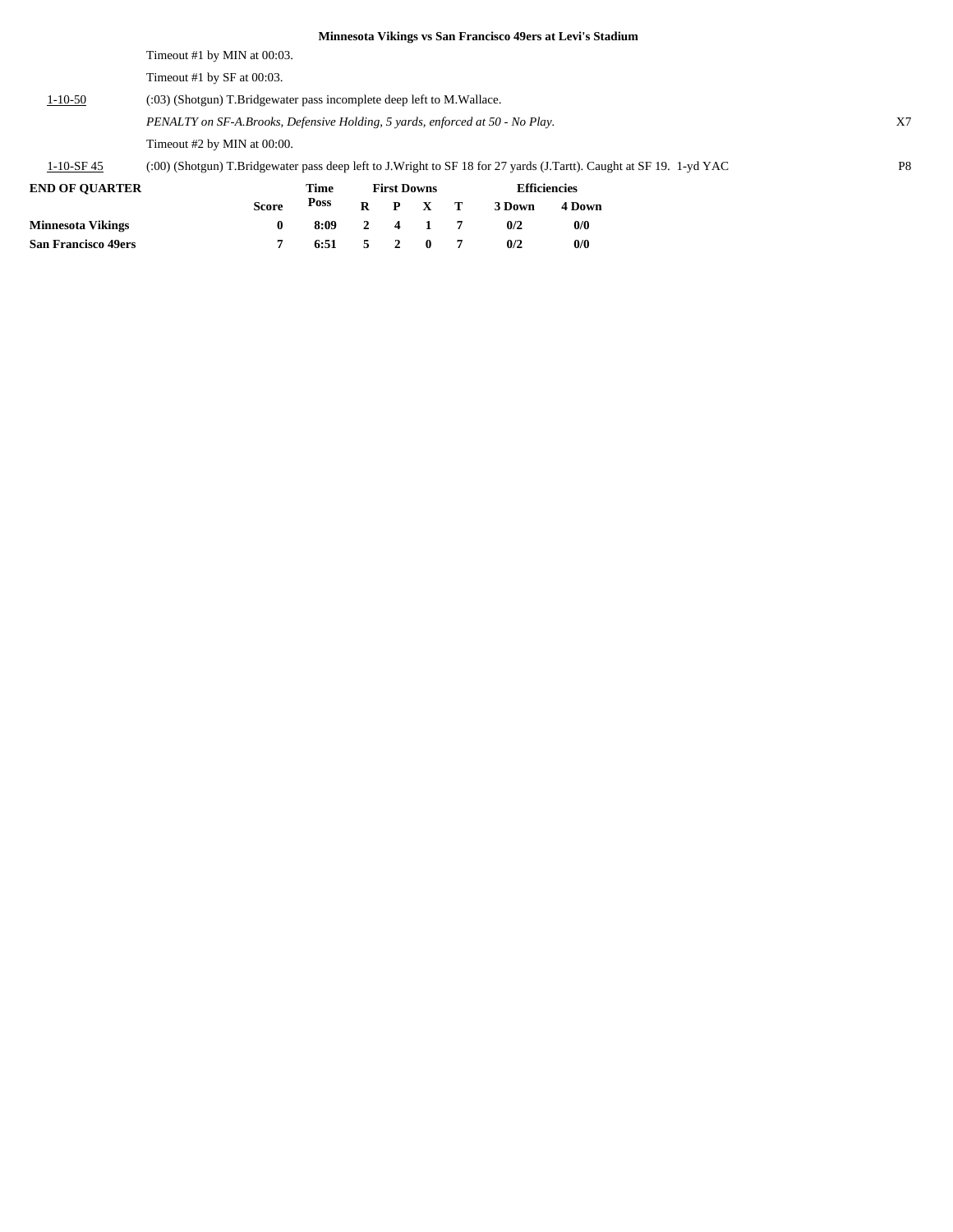**Minnesota Vikings vs San Francisco 49ers at Levi's Stadium**

| | | |
|---|---|---|
| | Timeout #1 by MIN at 00:03. | |
| | Timeout #1 by SF at 00:03. | |
| 1-10-50 | (:03) (Shotgun) T.Bridgewater pass incomplete deep left to M.Wallace. | |
| | *PENALTY on SF-A.Brooks, Defensive Holding, 5 yards, enforced at 50 - No Play.* | X7 |
| | Timeout #2 by MIN at 00:00. | |
| 1-10-SF 45 | (:00) (Shotgun) T.Bridgewater pass deep left to J.Wright to SF 18 for 27 yards (J.Tartt). Caught at SF 19. 1-yd YAC | P8 |

**END OF QUARTER**

| | Score | Time Poss | First Downs R | P | X | T | Efficiencies 3 Down | 4 Down |
|---|---|---|---|---|---|---|---|---|
| **Minnesota Vikings** | **0** | **8:09** | **2** | **4** | **1** | **7** | **0/2** | **0/0** |
| **San Francisco 49ers** | **7** | **6:51** | **5** | **2** | **0** | **7** | **0/2** | **0/0** |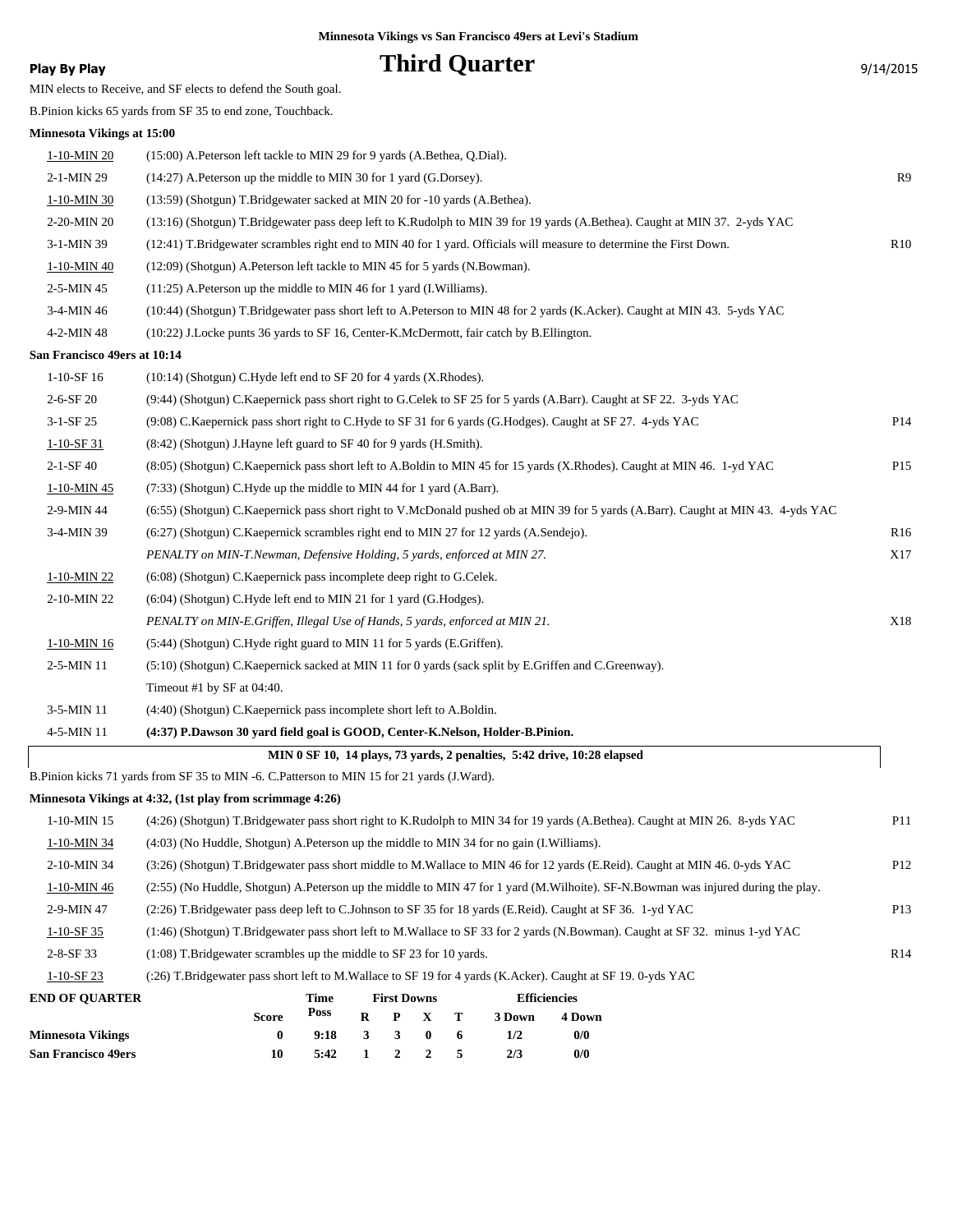**Minnesota Vikings vs San Francisco 49ers at Levi's Stadium**

**Play By Play**

# Third Quarter

9/14/2015

MIN elects to Receive, and SF elects to defend the South goal.

B.Pinion kicks 65 yards from SF 35 to end zone, Touchback.

**Minnesota Vikings at 15:00**

| Down | Play | |
|---|---|---|
| 1-10-MIN 20 | (15:00) A.Peterson left tackle to MIN 29 for 9 yards (A.Bethea, Q.Dial). | |
| 2-1-MIN 29 | (14:27) A.Peterson up the middle to MIN 30 for 1 yard (G.Dorsey). | R9 |
| 1-10-MIN 30 | (13:59) (Shotgun) T.Bridgewater sacked at MIN 20 for -10 yards (A.Bethea). | |
| 2-20-MIN 20 | (13:16) (Shotgun) T.Bridgewater pass deep left to K.Rudolph to MIN 39 for 19 yards (A.Bethea). Caught at MIN 37. 2-yds YAC | |
| 3-1-MIN 39 | (12:41) T.Bridgewater scrambles right end to MIN 40 for 1 yard. Officials will measure to determine the First Down. | R10 |
| 1-10-MIN 40 | (12:09) (Shotgun) A.Peterson left tackle to MIN 45 for 5 yards (N.Bowman). | |
| 2-5-MIN 45 | (11:25) A.Peterson up the middle to MIN 46 for 1 yard (I.Williams). | |
| 3-4-MIN 46 | (10:44) (Shotgun) T.Bridgewater pass short left to A.Peterson to MIN 48 for 2 yards (K.Acker). Caught at MIN 43. 5-yds YAC | |
| 4-2-MIN 48 | (10:22) J.Locke punts 36 yards to SF 16, Center-K.McDermott, fair catch by B.Ellington. | |

**San Francisco 49ers at 10:14**

| Down | Play | |
|---|---|---|
| 1-10-SF 16 | (10:14) (Shotgun) C.Hyde left end to SF 20 for 4 yards (X.Rhodes). | |
| 2-6-SF 20 | (9:44) (Shotgun) C.Kaepernick pass short right to G.Celek to SF 25 for 5 yards (A.Barr). Caught at SF 22. 3-yds YAC | |
| 3-1-SF 25 | (9:08) C.Kaepernick pass short right to C.Hyde to SF 31 for 6 yards (G.Hodges). Caught at SF 27. 4-yds YAC | P14 |
| 1-10-SF 31 | (8:42) (Shotgun) J.Hayne left guard to SF 40 for 9 yards (H.Smith). | |
| 2-1-SF 40 | (8:05) (Shotgun) C.Kaepernick pass short left to A.Boldin to MIN 45 for 15 yards (X.Rhodes). Caught at MIN 46. 1-yd YAC | P15 |
| 1-10-MIN 45 | (7:33) (Shotgun) C.Hyde up the middle to MIN 44 for 1 yard (A.Barr). | |
| 2-9-MIN 44 | (6:55) (Shotgun) C.Kaepernick pass short right to V.McDonald pushed ob at MIN 39 for 5 yards (A.Barr). Caught at MIN 43. 4-yds YAC | |
| 3-4-MIN 39 | (6:27) (Shotgun) C.Kaepernick scrambles right end to MIN 27 for 12 yards (A.Sendejo). | R16 |
| | *PENALTY on MIN-T.Newman, Defensive Holding, 5 yards, enforced at MIN 27.* | X17 |
| 1-10-MIN 22 | (6:08) (Shotgun) C.Kaepernick pass incomplete deep right to G.Celek. | |
| 2-10-MIN 22 | (6:04) (Shotgun) C.Hyde left end to MIN 21 for 1 yard (G.Hodges). | |
| | *PENALTY on MIN-E.Griffen, Illegal Use of Hands, 5 yards, enforced at MIN 21.* | X18 |
| 1-10-MIN 16 | (5:44) (Shotgun) C.Hyde right guard to MIN 11 for 5 yards (E.Griffen). | |
| 2-5-MIN 11 | (5:10) (Shotgun) C.Kaepernick sacked at MIN 11 for 0 yards (sack split by E.Griffen and C.Greenway). | |
| | Timeout #1 by SF at 04:40. | |
| 3-5-MIN 11 | (4:40) (Shotgun) C.Kaepernick pass incomplete short left to A.Boldin. | |
| 4-5-MIN 11 | **(4:37) P.Dawson 30 yard field goal is GOOD, Center-K.Nelson, Holder-B.Pinion.** | |

**MIN 0 SF 10, 14 plays, 73 yards, 2 penalties, 5:42 drive, 10:28 elapsed**

B.Pinion kicks 71 yards from SF 35 to MIN -6. C.Patterson to MIN 15 for 21 yards (J.Ward).

**Minnesota Vikings at 4:32, (1st play from scrimmage 4:26)**

| Down | Play | |
|---|---|---|
| 1-10-MIN 15 | (4:26) (Shotgun) T.Bridgewater pass short right to K.Rudolph to MIN 34 for 19 yards (A.Bethea). Caught at MIN 26. 8-yds YAC | P11 |
| 1-10-MIN 34 | (4:03) (No Huddle, Shotgun) A.Peterson up the middle to MIN 34 for no gain (I.Williams). | |
| 2-10-MIN 34 | (3:26) (Shotgun) T.Bridgewater pass short middle to M.Wallace to MIN 46 for 12 yards (E.Reid). Caught at MIN 46. 0-yds YAC | P12 |
| 1-10-MIN 46 | (2:55) (No Huddle, Shotgun) A.Peterson up the middle to MIN 47 for 1 yard (M.Wilhoite). SF-N.Bowman was injured during the play. | |
| 2-9-MIN 47 | (2:26) T.Bridgewater pass deep left to C.Johnson to SF 35 for 18 yards (E.Reid). Caught at SF 36. 1-yd YAC | P13 |
| 1-10-SF 35 | (1:46) (Shotgun) T.Bridgewater pass short left to M.Wallace to SF 33 for 2 yards (N.Bowman). Caught at SF 32. minus 1-yd YAC | |
| 2-8-SF 33 | (1:08) T.Bridgewater scrambles up the middle to SF 23 for 10 yards. | R14 |
| 1-10-SF 23 | (:26) T.Bridgewater pass short left to M.Wallace to SF 19 for 4 yards (K.Acker). Caught at SF 19. 0-yds YAC | |

**END OF QUARTER**

| | Score | Time Poss | First Downs R | P | X | T | Efficiencies 3 Down | 4 Down |
|---|---|---|---|---|---|---|---|---|
| **Minnesota Vikings** | 0 | 9:18 | 3 | 3 | 0 | 6 | 1/2 | 0/0 |
| **San Francisco 49ers** | 10 | 5:42 | 1 | 2 | 2 | 5 | 2/3 | 0/0 |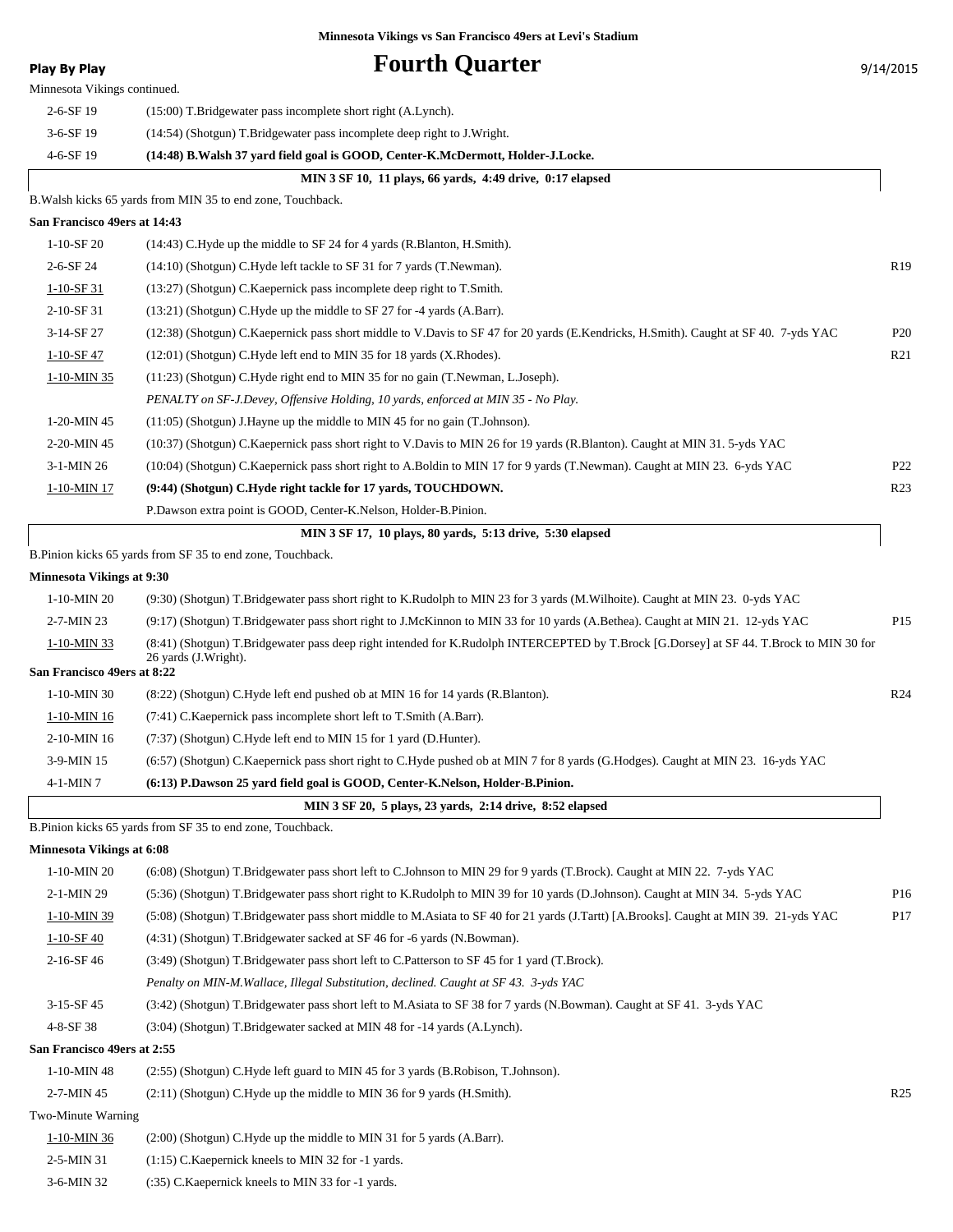**Minnesota Vikings vs San Francisco 49ers at Levi's Stadium**

**Play By Play**

# Fourth Quarter

9/14/2015

Minnesota Vikings continued.

| Down | Play | |
|---|---|---|
| 2-6-SF 19 | (15:00) T.Bridgewater pass incomplete short right (A.Lynch). | |
| 3-6-SF 19 | (14:54) (Shotgun) T.Bridgewater pass incomplete deep right to J.Wright. | |
| 4-6-SF 19 | **(14:48) B.Walsh 37 yard field goal is GOOD, Center-K.McDermott, Holder-J.Locke.** | |
| | **MIN 3 SF 10, 11 plays, 66 yards, 4:49 drive, 0:17 elapsed** | |
| | B.Walsh kicks 65 yards from MIN 35 to end zone, Touchback. | |

**San Francisco 49ers at 14:43**

| Down | Play | |
|---|---|---|
| 1-10-SF 20 | (14:43) C.Hyde up the middle to SF 24 for 4 yards (R.Blanton, H.Smith). | |
| 2-6-SF 24 | (14:10) (Shotgun) C.Hyde left tackle to SF 31 for 7 yards (T.Newman). | R19 |
| 1-10-SF 31 | (13:27) (Shotgun) C.Kaepernick pass incomplete deep right to T.Smith. | |
| 2-10-SF 31 | (13:21) (Shotgun) C.Hyde up the middle to SF 27 for -4 yards (A.Barr). | |
| 3-14-SF 27 | (12:38) (Shotgun) C.Kaepernick pass short middle to V.Davis to SF 47 for 20 yards (E.Kendricks, H.Smith). Caught at SF 40. 7-yds YAC | P20 |
| 1-10-SF 47 | (12:01) (Shotgun) C.Hyde left end to MIN 35 for 18 yards (X.Rhodes). | R21 |
| 1-10-MIN 35 | (11:23) (Shotgun) C.Hyde right end to MIN 35 for no gain (T.Newman, L.Joseph). | |
| | *PENALTY on SF-J.Devey, Offensive Holding, 10 yards, enforced at MIN 35 - No Play.* | |
| 1-20-MIN 45 | (11:05) (Shotgun) J.Hayne up the middle to MIN 45 for no gain (T.Johnson). | |
| 2-20-MIN 45 | (10:37) (Shotgun) C.Kaepernick pass short right to V.Davis to MIN 26 for 19 yards (R.Blanton). Caught at MIN 31. 5-yds YAC | |
| 3-1-MIN 26 | (10:04) (Shotgun) C.Kaepernick pass short right to A.Boldin to MIN 17 for 9 yards (T.Newman). Caught at MIN 23. 6-yds YAC | P22 |
| 1-10-MIN 17 | **(9:44) (Shotgun) C.Hyde right tackle for 17 yards, TOUCHDOWN.** | R23 |
| | P.Dawson extra point is GOOD, Center-K.Nelson, Holder-B.Pinion. | |
| | **MIN 3 SF 17, 10 plays, 80 yards, 5:13 drive, 5:30 elapsed** | |
| | B.Pinion kicks 65 yards from SF 35 to end zone, Touchback. | |

**Minnesota Vikings at 9:30**

| Down | Play | |
|---|---|---|
| 1-10-MIN 20 | (9:30) (Shotgun) T.Bridgewater pass short right to K.Rudolph to MIN 23 for 3 yards (M.Wilhoite). Caught at MIN 23. 0-yds YAC | |
| 2-7-MIN 23 | (9:17) (Shotgun) T.Bridgewater pass short right to J.McKinnon to MIN 33 for 10 yards (A.Bethea). Caught at MIN 21. 12-yds YAC | P15 |
| 1-10-MIN 33 | (8:41) (Shotgun) T.Bridgewater pass deep right intended for K.Rudolph INTERCEPTED by T.Brock [G.Dorsey] at SF 44. T.Brock to MIN 30 for 26 yards (J.Wright). | |

**San Francisco 49ers at 8:22**

| Down | Play | |
|---|---|---|
| 1-10-MIN 30 | (8:22) (Shotgun) C.Hyde left end pushed ob at MIN 16 for 14 yards (R.Blanton). | R24 |
| 1-10-MIN 16 | (7:41) C.Kaepernick pass incomplete short left to T.Smith (A.Barr). | |
| 2-10-MIN 16 | (7:37) (Shotgun) C.Hyde left end to MIN 15 for 1 yard (D.Hunter). | |
| 3-9-MIN 15 | (6:57) (Shotgun) C.Kaepernick pass short right to C.Hyde pushed ob at MIN 7 for 8 yards (G.Hodges). Caught at MIN 23. 16-yds YAC | |
| 4-1-MIN 7 | **(6:13) P.Dawson 25 yard field goal is GOOD, Center-K.Nelson, Holder-B.Pinion.** | |
| | **MIN 3 SF 20, 5 plays, 23 yards, 2:14 drive, 8:52 elapsed** | |
| | B.Pinion kicks 65 yards from SF 35 to end zone, Touchback. | |

**Minnesota Vikings at 6:08**

| Down | Play | |
|---|---|---|
| 1-10-MIN 20 | (6:08) (Shotgun) T.Bridgewater pass short left to C.Johnson to MIN 29 for 9 yards (T.Brock). Caught at MIN 22. 7-yds YAC | |
| 2-1-MIN 29 | (5:36) (Shotgun) T.Bridgewater pass short right to K.Rudolph to MIN 39 for 10 yards (D.Johnson). Caught at MIN 34. 5-yds YAC | P16 |
| 1-10-MIN 39 | (5:08) (Shotgun) T.Bridgewater pass short middle to M.Asiata to SF 40 for 21 yards (J.Tartt) [A.Brooks]. Caught at MIN 39. 21-yds YAC | P17 |
| 1-10-SF 40 | (4:31) (Shotgun) T.Bridgewater sacked at SF 46 for -6 yards (N.Bowman). | |
| 2-16-SF 46 | (3:49) (Shotgun) T.Bridgewater pass short left to C.Patterson to SF 45 for 1 yard (T.Brock). | |
| | *Penalty on MIN-M.Wallace, Illegal Substitution, declined. Caught at SF 43. 3-yds YAC* | |
| 3-15-SF 45 | (3:42) (Shotgun) T.Bridgewater pass short left to M.Asiata to SF 38 for 7 yards (N.Bowman). Caught at SF 41. 3-yds YAC | |
| 4-8-SF 38 | (3:04) (Shotgun) T.Bridgewater sacked at MIN 48 for -14 yards (A.Lynch). | |

**San Francisco 49ers at 2:55**

| Down | Play | |
|---|---|---|
| 1-10-MIN 48 | (2:55) (Shotgun) C.Hyde left guard to MIN 45 for 3 yards (B.Robison, T.Johnson). | |
| 2-7-MIN 45 | (2:11) (Shotgun) C.Hyde up the middle to MIN 36 for 9 yards (H.Smith). | R25 |
| | Two-Minute Warning | |
| 1-10-MIN 36 | (2:00) (Shotgun) C.Hyde up the middle to MIN 31 for 5 yards (A.Barr). | |
| 2-5-MIN 31 | (1:15) C.Kaepernick kneels to MIN 32 for -1 yards. | |
| 3-6-MIN 32 | (:35) C.Kaepernick kneels to MIN 33 for -1 yards. | |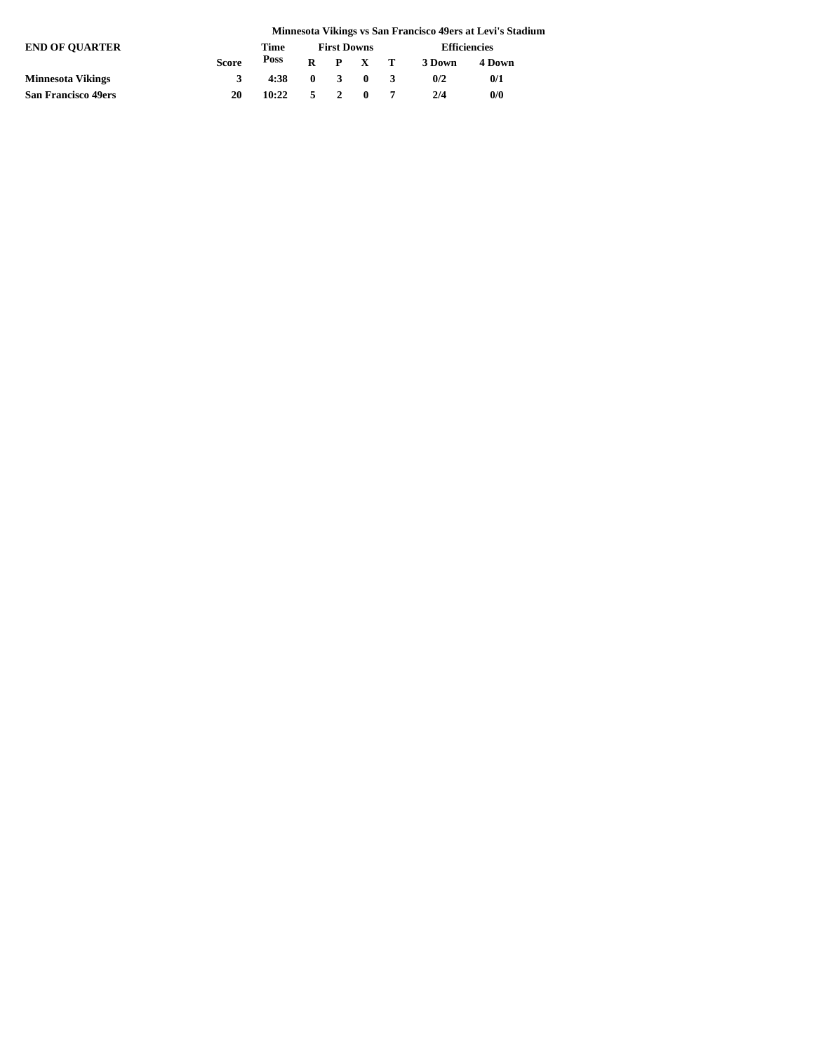**Minnesota Vikings vs San Francisco 49ers at Levi's Stadium**

| END OF QUARTER | | Time | First Downs | | | | Efficiencies | |
|---|---|---|---|---|---|---|---|---|
| | Score | Poss | R | P | X | T | 3 Down | 4 Down |
| **Minnesota Vikings** | 3 | 4:38 | 0 | 3 | 0 | 3 | 0/2 | 0/1 |
| **San Francisco 49ers** | 20 | 10:22 | 5 | 2 | 0 | 7 | 2/4 | 0/0 |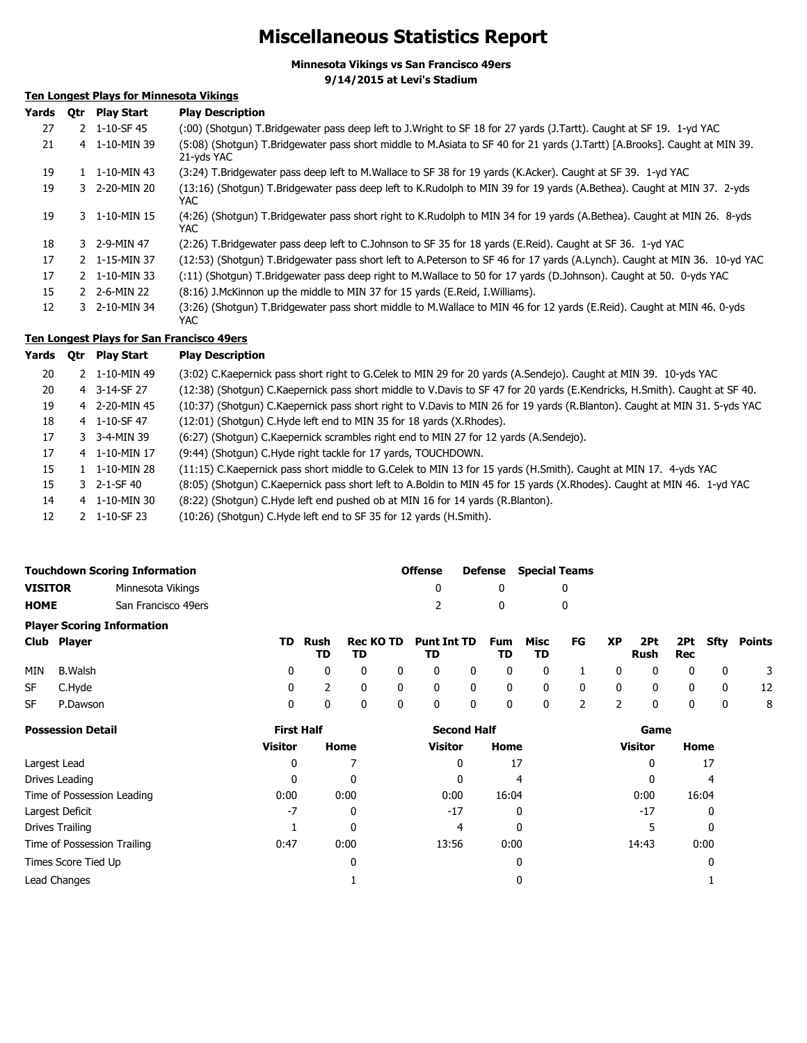# Miscellaneous Statistics Report

**Minnesota Vikings vs San Francisco 49ers**
**9/14/2015 at Levi's Stadium**

## Ten Longest Plays for Minnesota Vikings

| Yards | Qtr | Play Start | Play Description |
|---|---|---|---|
| 27 | 2 | 1-10-SF 45 | (:00) (Shotgun) T.Bridgewater pass deep left to J.Wright to SF 18 for 27 yards (J.Tartt). Caught at SF 19. 1-yd YAC |
| 21 | 4 | 1-10-MIN 39 | (5:08) (Shotgun) T.Bridgewater pass short middle to M.Asiata to SF 40 for 21 yards (J.Tartt) [A.Brooks]. Caught at MIN 39. 21-yds YAC |
| 19 | 1 | 1-10-MIN 43 | (3:24) T.Bridgewater pass deep left to M.Wallace to SF 38 for 19 yards (K.Acker). Caught at SF 39. 1-yd YAC |
| 19 | 3 | 2-20-MIN 20 | (13:16) (Shotgun) T.Bridgewater pass deep left to K.Rudolph to MIN 39 for 19 yards (A.Bethea). Caught at MIN 37. 2-yds YAC |
| 19 | 3 | 1-10-MIN 15 | (4:26) (Shotgun) T.Bridgewater pass short right to K.Rudolph to MIN 34 for 19 yards (A.Bethea). Caught at MIN 26. 8-yds YAC |
| 18 | 3 | 2-9-MIN 47 | (2:26) T.Bridgewater pass deep left to C.Johnson to SF 35 for 18 yards (E.Reid). Caught at SF 36. 1-yd YAC |
| 17 | 2 | 1-15-MIN 37 | (12:53) (Shotgun) T.Bridgewater pass short left to A.Peterson to SF 46 for 17 yards (A.Lynch). Caught at MIN 36. 10-yd YAC |
| 17 | 2 | 1-10-MIN 33 | (:11) (Shotgun) T.Bridgewater pass deep right to M.Wallace to 50 for 17 yards (D.Johnson). Caught at 50. 0-yds YAC |
| 15 | 2 | 2-6-MIN 22 | (8:16) J.McKinnon up the middle to MIN 37 for 15 yards (E.Reid, I.Williams). |
| 12 | 3 | 2-10-MIN 34 | (3:26) (Shotgun) T.Bridgewater pass short middle to M.Wallace to MIN 46 for 12 yards (E.Reid). Caught at MIN 46. 0-yds YAC |

## Ten Longest Plays for San Francisco 49ers

| Yards | Qtr | Play Start | Play Description |
|---|---|---|---|
| 20 | 2 | 1-10-MIN 49 | (3:02) C.Kaepernick pass short right to G.Celek to MIN 29 for 20 yards (A.Sendejo). Caught at MIN 39. 10-yds YAC |
| 20 | 4 | 3-14-SF 27 | (12:38) (Shotgun) C.Kaepernick pass short middle to V.Davis to SF 47 for 20 yards (E.Kendricks, H.Smith). Caught at SF 40. |
| 19 | 4 | 2-20-MIN 45 | (10:37) (Shotgun) C.Kaepernick pass short right to V.Davis to MIN 26 for 19 yards (R.Blanton). Caught at MIN 31. 5-yds YAC |
| 18 | 4 | 1-10-SF 47 | (12:01) (Shotgun) C.Hyde left end to MIN 35 for 18 yards (X.Rhodes). |
| 17 | 3 | 3-4-MIN 39 | (6:27) (Shotgun) C.Kaepernick scrambles right end to MIN 27 for 12 yards (A.Sendejo). |
| 17 | 4 | 1-10-MIN 17 | (9:44) (Shotgun) C.Hyde right tackle for 17 yards, TOUCHDOWN. |
| 15 | 1 | 1-10-MIN 28 | (11:15) C.Kaepernick pass short middle to G.Celek to MIN 13 for 15 yards (H.Smith). Caught at MIN 17. 4-yds YAC |
| 15 | 3 | 2-1-SF 40 | (8:05) (Shotgun) C.Kaepernick pass short left to A.Boldin to MIN 45 for 15 yards (X.Rhodes). Caught at MIN 46. 1-yd YAC |
| 14 | 4 | 1-10-MIN 30 | (8:22) (Shotgun) C.Hyde left end pushed ob at MIN 16 for 14 yards (R.Blanton). |
| 12 | 2 | 1-10-SF 23 | (10:26) (Shotgun) C.Hyde left end to SF 35 for 12 yards (H.Smith). |

## Touchdown Scoring Information

| | | Offense | Defense | Special Teams |
|---|---|---|---|---|
| VISITOR | Minnesota Vikings | 0 | 0 | 0 |
| HOME | San Francisco 49ers | 2 | 0 | 0 |

## Player Scoring Information

| Club | Player | TD | Rush TD | Rec TD | KO TD | Punt TD | Int TD | Fum TD | Misc TD | FG | XP | 2Pt Rush | 2Pt Rec | Sfty | Points |
|---|---|---|---|---|---|---|---|---|---|---|---|---|---|---|---|
| MIN | B.Walsh | 0 | 0 | 0 | 0 | 0 | 0 | 0 | 0 | 1 | 0 | 0 | 0 | 0 | 3 |
| SF | C.Hyde | 0 | 2 | 0 | 0 | 0 | 0 | 0 | 0 | 0 | 0 | 0 | 0 | 0 | 12 |
| SF | P.Dawson | 0 | 0 | 0 | 0 | 0 | 0 | 0 | 0 | 2 | 2 | 0 | 0 | 0 | 8 |

## Possession Detail

| | First Half | | Second Half | | Game | |
|---|---|---|---|---|---|---|
| | Visitor | Home | Visitor | Home | Visitor | Home |
| Largest Lead | 0 | 7 | 0 | 17 | 0 | 17 |
| Drives Leading | 0 | 0 | 0 | 4 | 0 | 4 |
| Time of Possession Leading | 0:00 | 0:00 | 0:00 | 16:04 | 0:00 | 16:04 |
| Largest Deficit | -7 | 0 | -17 | 0 | -17 | 0 |
| Drives Trailing | 1 | 0 | 4 | 0 | 5 | 0 |
| Time of Possession Trailing | 0:47 | 0:00 | 13:56 | 0:00 | 14:43 | 0:00 |
| Times Score Tied Up | | 0 | | 0 | | 0 |
| Lead Changes | | 1 | | 0 | | 1 |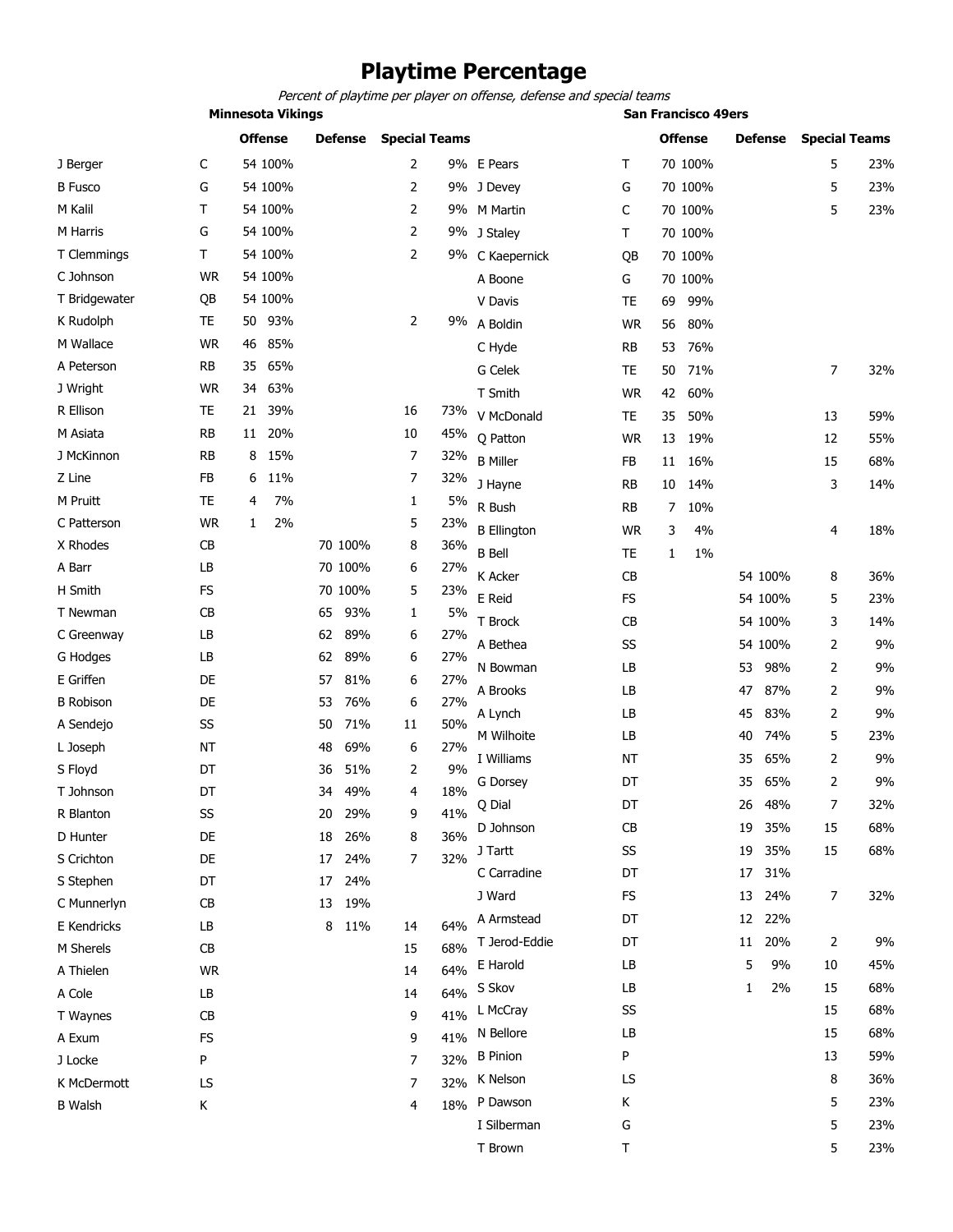# Playtime Percentage

*Percent of playtime per player on offense, defense and special teams*

## Minnesota Vikings

| Player | Pos | Offense | | Defense | | Special Teams | |
|---|---|---|---|---|---|---|---|
| J Berger | C | 54 | 100% | | | 2 | 9% |
| B Fusco | G | 54 | 100% | | | 2 | 9% |
| M Kalil | T | 54 | 100% | | | 2 | 9% |
| M Harris | G | 54 | 100% | | | 2 | 9% |
| T Clemmings | T | 54 | 100% | | | 2 | 9% |
| C Johnson | WR | 54 | 100% | | | | |
| T Bridgewater | QB | 54 | 100% | | | | |
| K Rudolph | TE | 50 | 93% | | | 2 | 9% |
| M Wallace | WR | 46 | 85% | | | | |
| A Peterson | RB | 35 | 65% | | | | |
| J Wright | WR | 34 | 63% | | | | |
| R Ellison | TE | 21 | 39% | | | 16 | 73% |
| M Asiata | RB | 11 | 20% | | | 10 | 45% |
| J McKinnon | RB | 8 | 15% | | | 7 | 32% |
| Z Line | FB | 6 | 11% | | | 7 | 32% |
| M Pruitt | TE | 4 | 7% | | | 1 | 5% |
| C Patterson | WR | 1 | 2% | | | 5 | 23% |
| X Rhodes | CB | | | 70 | 100% | 8 | 36% |
| A Barr | LB | | | 70 | 100% | 6 | 27% |
| H Smith | FS | | | 70 | 100% | 5 | 23% |
| T Newman | CB | | | 65 | 93% | 1 | 5% |
| C Greenway | LB | | | 62 | 89% | 6 | 27% |
| G Hodges | LB | | | 62 | 89% | 6 | 27% |
| E Griffen | DE | | | 57 | 81% | 6 | 27% |
| B Robison | DE | | | 53 | 76% | 6 | 27% |
| A Sendejo | SS | | | 50 | 71% | 11 | 50% |
| L Joseph | NT | | | 48 | 69% | 6 | 27% |
| S Floyd | DT | | | 36 | 51% | 2 | 9% |
| T Johnson | DT | | | 34 | 49% | 4 | 18% |
| R Blanton | SS | | | 20 | 29% | 9 | 41% |
| D Hunter | DE | | | 18 | 26% | 8 | 36% |
| S Crichton | DE | | | 17 | 24% | 7 | 32% |
| S Stephen | DT | | | 17 | 24% | | |
| C Munnerlyn | CB | | | 13 | 19% | | |
| E Kendricks | LB | | | 8 | 11% | 14 | 64% |
| M Sherels | CB | | | | | 15 | 68% |
| A Thielen | WR | | | | | 14 | 64% |
| A Cole | LB | | | | | 14 | 64% |
| T Waynes | CB | | | | | 9 | 41% |
| A Exum | FS | | | | | 9 | 41% |
| J Locke | P | | | | | 7 | 32% |
| K McDermott | LS | | | | | 7 | 32% |
| B Walsh | K | | | | | 4 | 18% |

## San Francisco 49ers

| Player | Pos | Offense | | Defense | | Special Teams | |
|---|---|---|---|---|---|---|---|
| E Pears | T | 70 | 100% | | | 5 | 23% |
| J Devey | G | 70 | 100% | | | 5 | 23% |
| M Martin | C | 70 | 100% | | | 5 | 23% |
| J Staley | T | 70 | 100% | | | | |
| C Kaepernick | QB | 70 | 100% | | | | |
| A Boone | G | 70 | 100% | | | | |
| V Davis | TE | 69 | 99% | | | | |
| A Boldin | WR | 56 | 80% | | | | |
| C Hyde | RB | 53 | 76% | | | | |
| G Celek | TE | 50 | 71% | | | 7 | 32% |
| T Smith | WR | 42 | 60% | | | | |
| V McDonald | TE | 35 | 50% | | | 13 | 59% |
| Q Patton | WR | 13 | 19% | | | 12 | 55% |
| B Miller | FB | 11 | 16% | | | 15 | 68% |
| J Hayne | RB | 10 | 14% | | | 3 | 14% |
| R Bush | RB | 7 | 10% | | | | |
| B Ellington | WR | 3 | 4% | | | 4 | 18% |
| B Bell | TE | 1 | 1% | | | | |
| K Acker | CB | | | 54 | 100% | 8 | 36% |
| E Reid | FS | | | 54 | 100% | 5 | 23% |
| T Brock | CB | | | 54 | 100% | 3 | 14% |
| A Bethea | SS | | | 54 | 100% | 2 | 9% |
| N Bowman | LB | | | 53 | 98% | 2 | 9% |
| A Brooks | LB | | | 47 | 87% | 2 | 9% |
| A Lynch | LB | | | 45 | 83% | 2 | 9% |
| M Wilhoite | LB | | | 40 | 74% | 5 | 23% |
| I Williams | NT | | | 35 | 65% | 2 | 9% |
| G Dorsey | DT | | | 35 | 65% | 2 | 9% |
| Q Dial | DT | | | 26 | 48% | 7 | 32% |
| D Johnson | CB | | | 19 | 35% | 15 | 68% |
| J Tartt | SS | | | 19 | 35% | 15 | 68% |
| C Carradine | DT | | | 17 | 31% | | |
| J Ward | FS | | | 13 | 24% | 7 | 32% |
| A Armstead | DT | | | 12 | 22% | | |
| T Jerod-Eddie | DT | | | 11 | 20% | 2 | 9% |
| E Harold | LB | | | 5 | 9% | 10 | 45% |
| S Skov | LB | | | 1 | 2% | 15 | 68% |
| L McCray | SS | | | | | 15 | 68% |
| N Bellore | LB | | | | | 15 | 68% |
| B Pinion | P | | | | | 13 | 59% |
| K Nelson | LS | | | | | 8 | 36% |
| P Dawson | K | | | | | 5 | 23% |
| I Silberman | G | | | | | 5 | 23% |
| T Brown | T | | | | | 5 | 23% |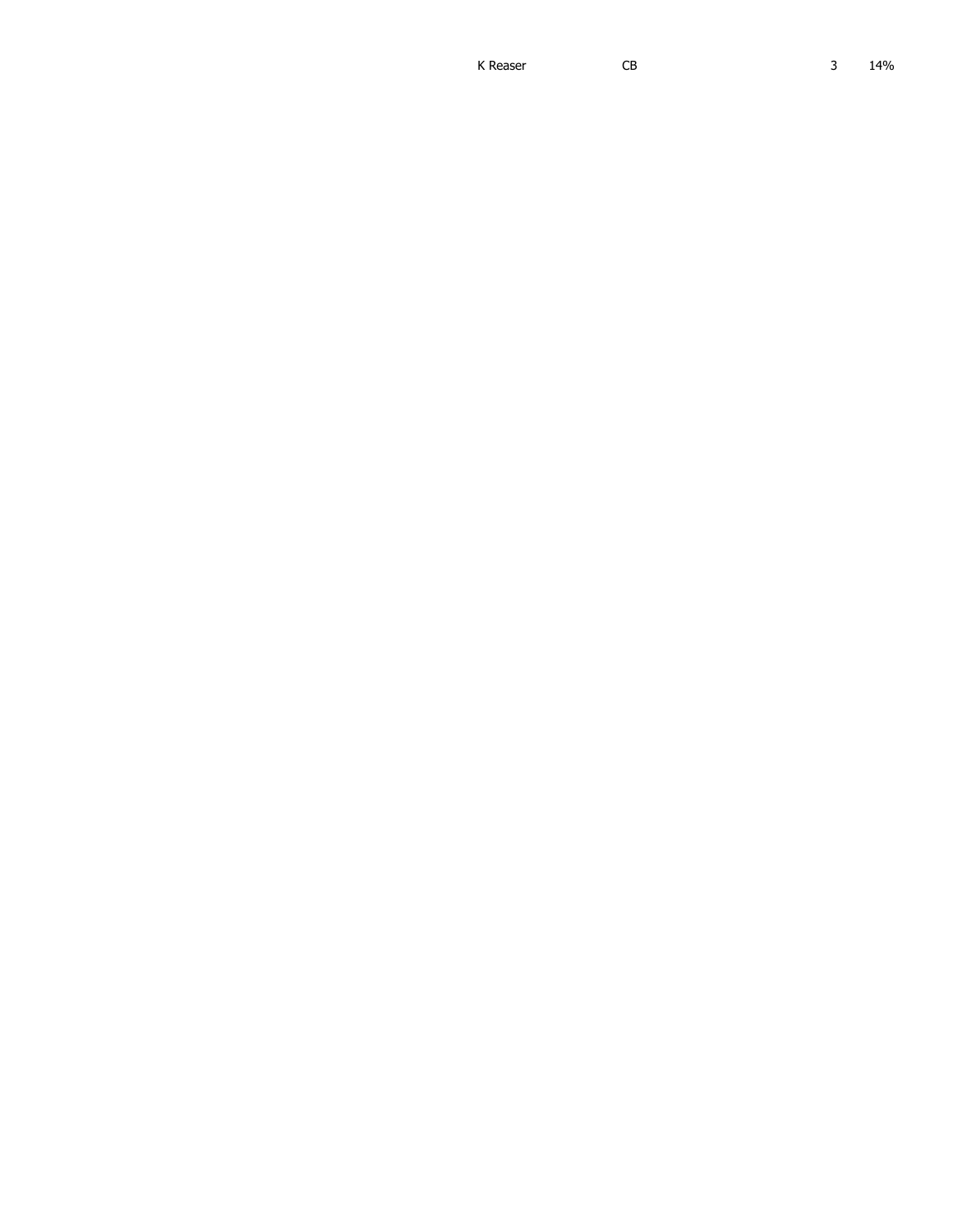| | | | |
|---|---|---|---|
| K Reaser | CB | 3 | 14% |